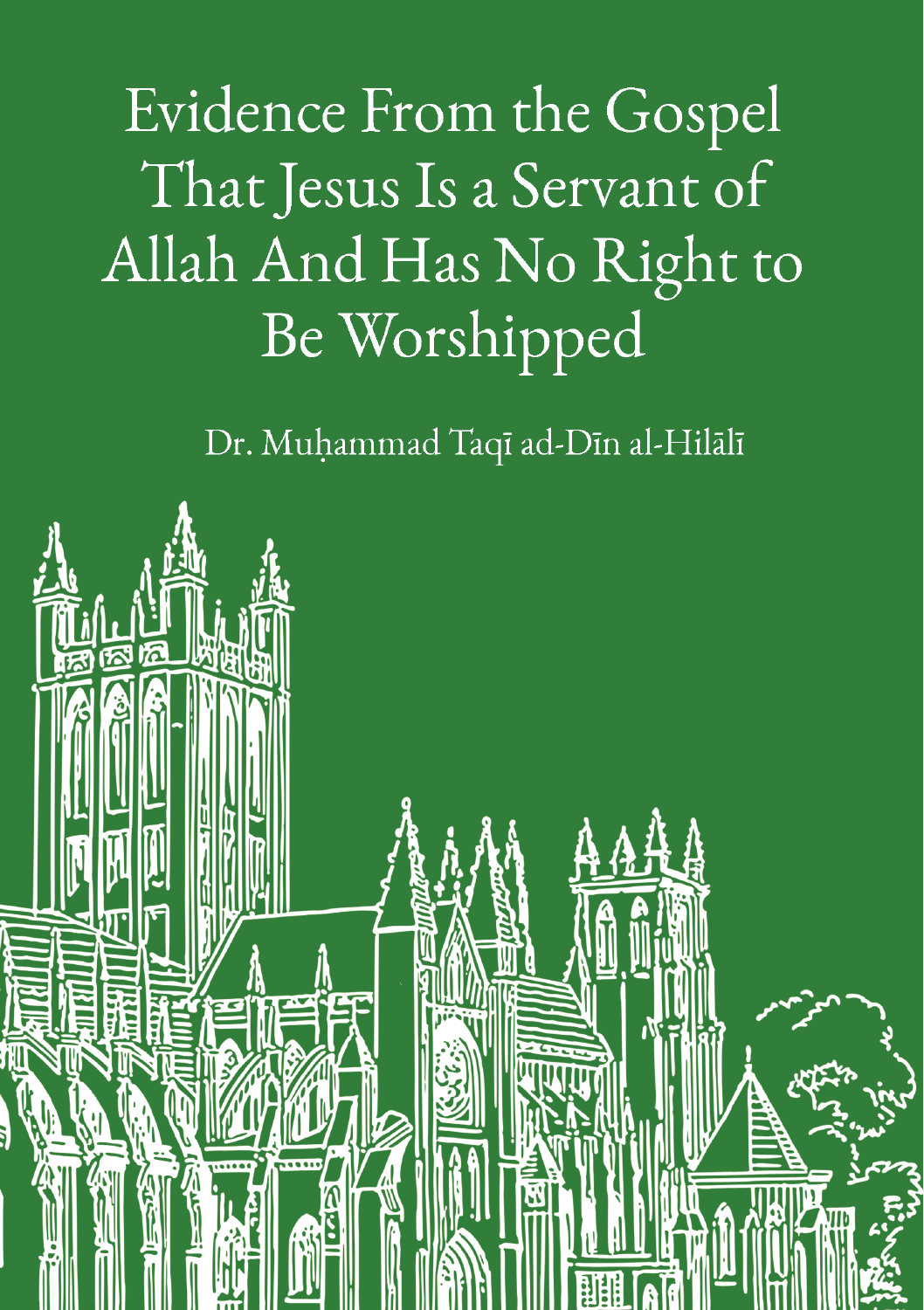# Evidence From the Gospel That Jesus Is a Servant of Allah And Has No Right to Be Worshipped

Dr. Muḥammad Taqī ad-Dīn al-Hilālī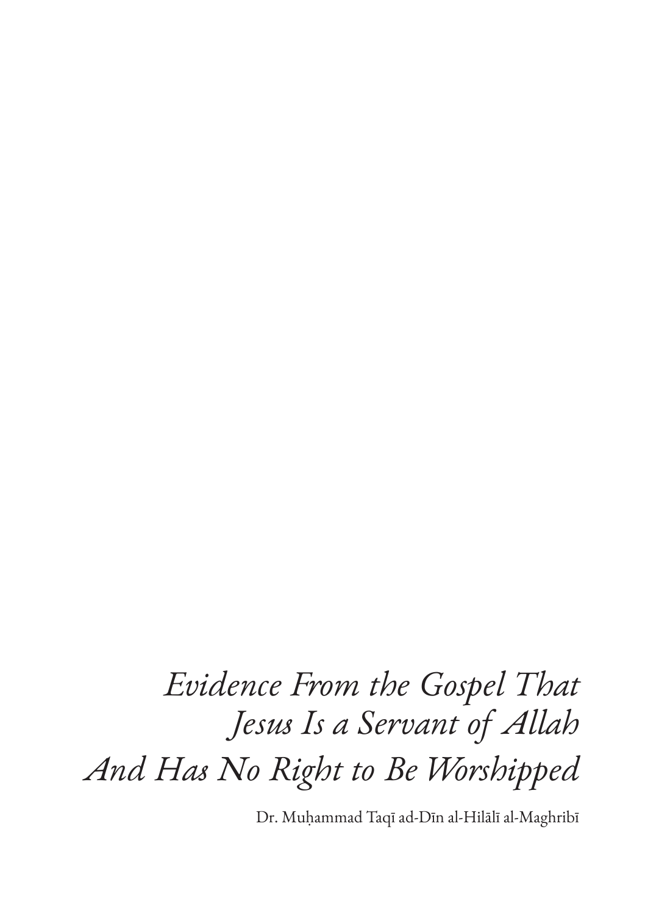# *Evidence From the Gospel That Jesus Is a Servant of Allah And Has No Right to Be Worshipped*

Dr. Muḥammad Taqī ad-Dīn al-Hilālī al-Maghribī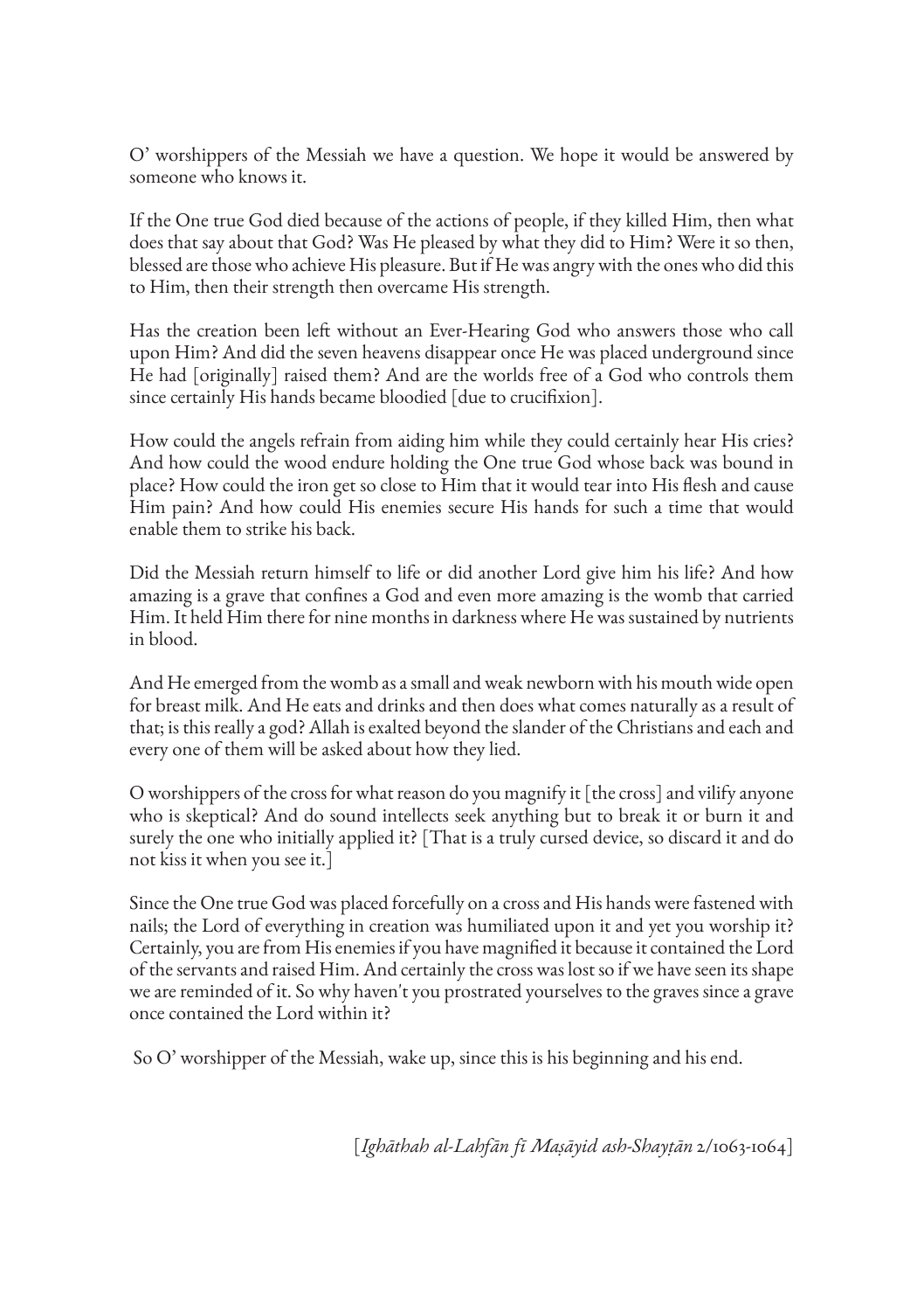O' worshippers of the Messiah we have a question. We hope it would be answered by someone who knows it.

If the One true God died because of the actions of people, if they killed Him, then what does that say about that God? Was He pleased by what they did to Him? Were it so then, blessed are those who achieve His pleasure. But if He was angry with the ones who did this to Him, then their strength then overcame His strength.

Has the creation been left without an Ever-Hearing God who answers those who call upon Him? And did the seven heavens disappear once He was placed underground since He had [originally] raised them? And are the worlds free of a God who controls them since certainly His hands became bloodied [due to crucifixion].

How could the angels refrain from aiding him while they could certainly hear His cries? And how could the wood endure holding the One true God whose back was bound in place? How could the iron get so close to Him that it would tear into His flesh and cause Him pain? And how could His enemies secure His hands for such a time that would enable them to strike his back.

Did the Messiah return himself to life or did another Lord give him his life? And how amazing is a grave that confines a God and even more amazing is the womb that carried Him. It held Him there for nine months in darkness where He was sustained by nutrients in blood.

And He emerged from the womb as a small and weak newborn with his mouth wide open for breast milk. And He eats and drinks and then does what comes naturally as a result of that; is this really a god? Allah is exalted beyond the slander of the Christians and each and every one of them will be asked about how they lied.

O worshippers of the cross for what reason do you magnify it [the cross] and vilify anyone who is skeptical? And do sound intellects seek anything but to break it or burn it and surely the one who initially applied it? [That is a truly cursed device, so discard it and do not kiss it when you see it.]

Since the One true God was placed forcefully on a cross and His hands were fastened with nails; the Lord of everything in creation was humiliated upon it and yet you worship it? Certainly, you are from His enemies if you have magnified it because it contained the Lord of the servants and raised Him. And certainly the cross was lost so if we have seen its shape we are reminded of it. So why haven't you prostrated yourselves to the graves since a grave once contained the Lord within it?

So O' worshipper of the Messiah, wake up, since this is his beginning and his end.

[*Ighāthah al-Lahfān fī Maṣāyid ash-Shayṭān* 2/1063-1064]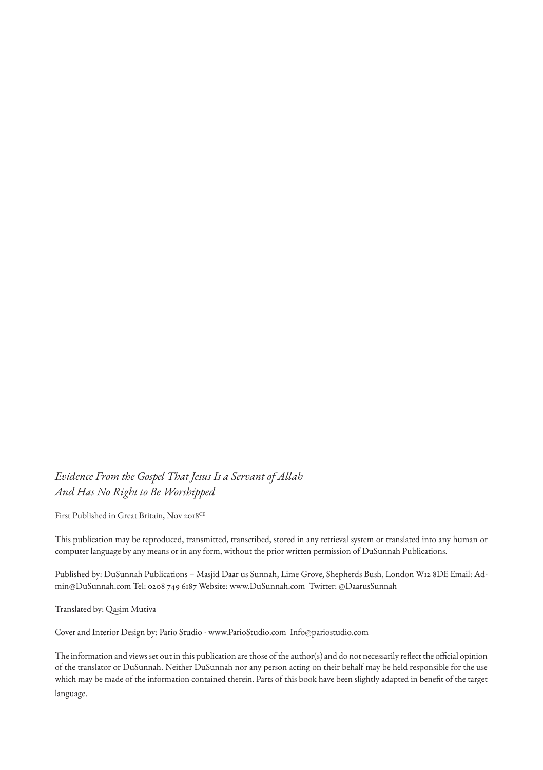*Evidence From the Gospel That Jesus Is a Servant of Allah And Has No Right to Be Worshipped*

First Published in Great Britain, Nov 2018CE

This publication may be reproduced, transmitted, transcribed, stored in any retrieval system or translated into any human or computer language by any means or in any form, without the prior written permission of DuSunnah Publications.

Published by: DuSunnah Publications – Masjid Daar us Sunnah, Lime Grove, Shepherds Bush, London W12 8DE Email: Admin@DuSunnah.com Tel: 0208 749 6187 Website: www.DuSunnah.com Twitter: @DaarusSunnah

Translated by: Qasim Mutiva

Cover and Interior Design by: Pario Studio - www.ParioStudio.com Info@pariostudio.com

The information and views set out in this publication are those of the author(s) and do not necessarily reflect the official opinion of the translator or DuSunnah. Neither DuSunnah nor any person acting on their behalf may be held responsible for the use which may be made of the information contained therein. Parts of this book have been slightly adapted in benefit of the target language.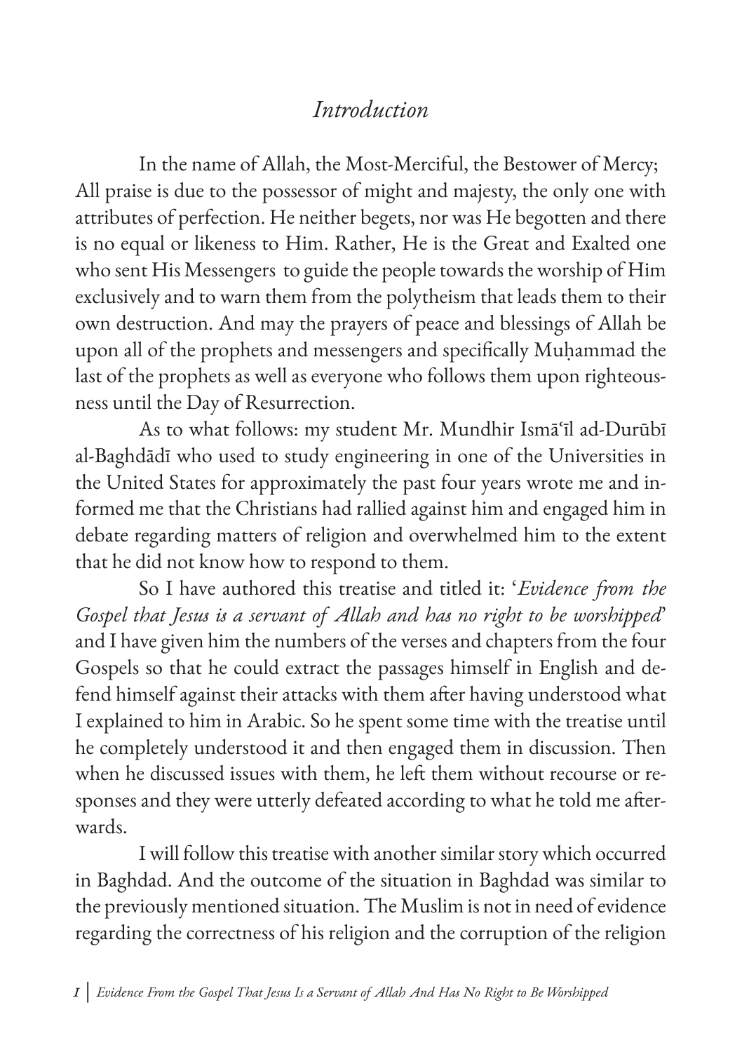## *Introduction*

In the name of Allah, the Most-Merciful, the Bestower of Mercy; All praise is due to the possessor of might and majesty, the only one with attributes of perfection. He neither begets, nor was He begotten and there is no equal or likeness to Him. Rather, He is the Great and Exalted one who sent His Messengers to guide the people towards the worship of Him exclusively and to warn them from the polytheism that leads them to their own destruction. And may the prayers of peace and blessings of Allah be upon all of the prophets and messengers and specifically Muḥammad the last of the prophets as well as everyone who follows them upon righteousness until the Day of Resurrection.

As to what follows: my student Mr. Mundhir Ismāʿīl ad-Durūbī al-Baghdādī who used to study engineering in one of the Universities in the United States for approximately the past four years wrote me and informed me that the Christians had rallied against him and engaged him in debate regarding matters of religion and overwhelmed him to the extent that he did not know how to respond to them.

So I have authored this treatise and titled it: '*Evidence from the Gospel that Jesus is a servant of Allah and has no right to be worshipped*' and I have given him the numbers of the verses and chapters from the four Gospels so that he could extract the passages himself in English and defend himself against their attacks with them after having understood what I explained to him in Arabic. So he spent some time with the treatise until he completely understood it and then engaged them in discussion. Then when he discussed issues with them, he left them without recourse or responses and they were utterly defeated according to what he told me afterwards.

I will follow this treatise with another similar story which occurred in Baghdad. And the outcome of the situation in Baghdad was similar to the previously mentioned situation. The Muslim is not in need of evidence regarding the correctness of his religion and the corruption of the religion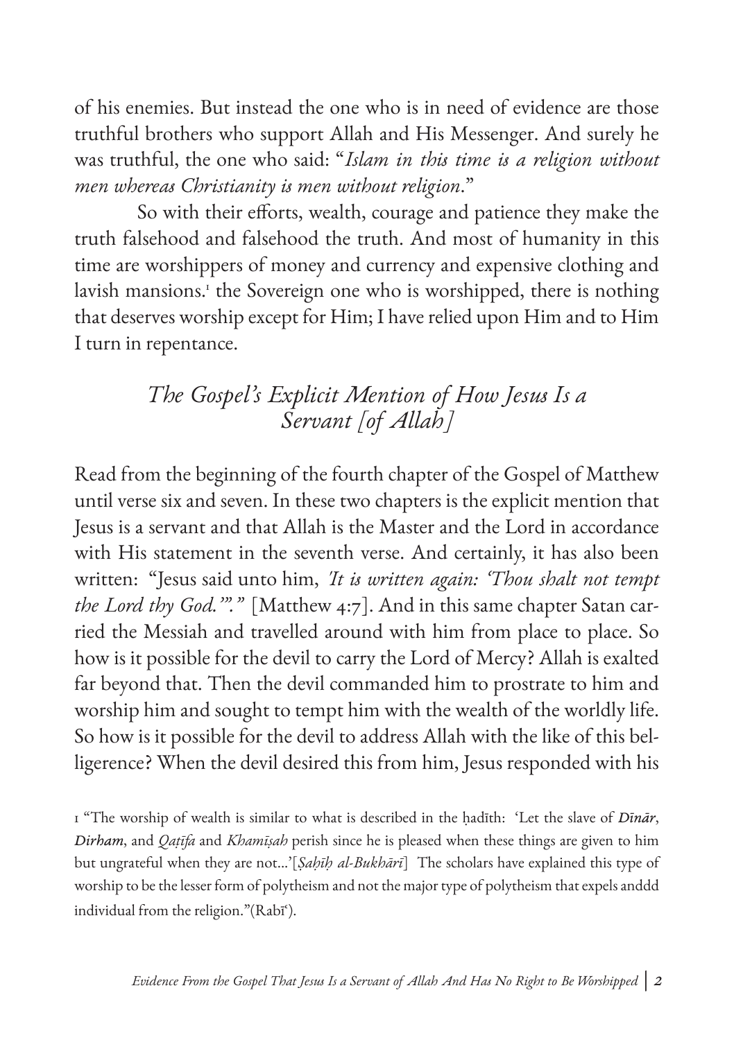of his enemies. But instead the one who is in need of evidence are those truthful brothers who support Allah and His Messenger. And surely he was truthful, the one who said: "*Islam in this time is a religion without men whereas Christianity is men without religion.*"

So with their efforts, wealth, courage and patience they make the truth falsehood and falsehood the truth. And most of humanity in this time are worshippers of money and currency and expensive clothing and lavish mansions.[1] the Sovereign one who is worshipped, there is nothing that deserves worship except for Him; I have relied upon Him and to Him I turn in repentance.

## *The Gospel's Explicit Mention of How Jesus Is a Servant [of Allah]*

Read from the beginning of the fourth chapter of the Gospel of Matthew until verse six and seven. In these two chapters is the explicit mention that Jesus is a servant and that Allah is the Master and the Lord in accordance with His statement in the seventh verse. And certainly, it has also been written: "Jesus said unto him, *'It is written again: 'Thou shalt not tempt the Lord thy God.''."* [Matthew 4:7]. And in this same chapter Satan carried the Messiah and travelled around with him from place to place. So how is it possible for the devil to carry the Lord of Mercy? Allah is exalted far beyond that. Then the devil commanded him to prostrate to him and worship him and sought to tempt him with the wealth of the worldly life. So how is it possible for the devil to address Allah with the like of this belligerence? When the devil desired this from him, Jesus responded with his

[1] "The worship of wealth is similar to what is described in the ḥadīth: 'Let the slave of ***Dīnār***, ***Dirham***, and *Qaṭīfa* and *Khamīṣah* perish since he is pleased when these things are given to him but ungrateful when they are not...'[*Ṣaḥīḥ al-Bukhārī*] The scholars have explained this type of worship to be the lesser form of polytheism and not the major type of polytheism that expels anddd individual from the religion."(Rabīʿ).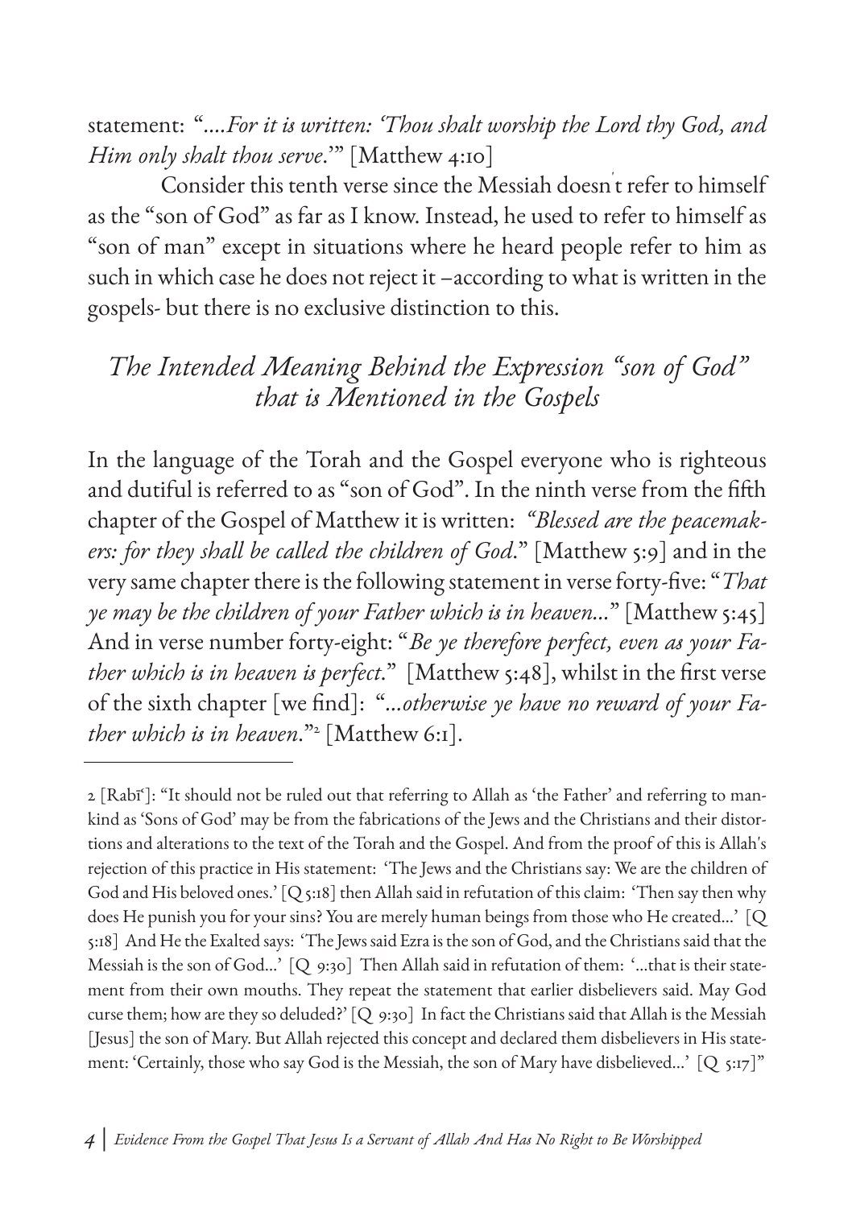statement: "*....For it is written: 'Thou shalt worship the Lord thy God, and Him only shalt thou serve.*'" [Matthew 4:10]

Consider this tenth verse since the Messiah doesn't refer to himself as the "son of God" as far as I know. Instead, he used to refer to himself as "son of man" except in situations where he heard people refer to him as such in which case he does not reject it –according to what is written in the gospels- but there is no exclusive distinction to this.

## *The Intended Meaning Behind the Expression "son of God" that is Mentioned in the Gospels*

In the language of the Torah and the Gospel everyone who is righteous and dutiful is referred to as "son of God". In the ninth verse from the fifth chapter of the Gospel of Matthew it is written: *"Blessed are the peacemakers: for they shall be called the children of God.*" [Matthew 5:9] and in the very same chapter there is the following statement in verse forty-five: "*That ye may be the children of your Father which is in heaven...*" [Matthew 5:45] And in verse number forty-eight: "*Be ye therefore perfect, even as your Father which is in heaven is perfect.*" [Matthew 5:48], whilst in the first verse of the sixth chapter [we find]: "*...otherwise ye have no reward of your Father which is in heaven.*"[2] [Matthew 6:1].

---

2 [Rabīʿ]: "It should not be ruled out that referring to Allah as 'the Father' and referring to mankind as 'Sons of God' may be from the fabrications of the Jews and the Christians and their distortions and alterations to the text of the Torah and the Gospel. And from the proof of this is Allah's rejection of this practice in His statement: 'The Jews and the Christians say: We are the children of God and His beloved ones.' [Q 5:18] then Allah said in refutation of this claim: 'Then say then why does He punish you for your sins? You are merely human beings from those who He created...' [Q 5:18] And He the Exalted says: 'The Jews said Ezra is the son of God, and the Christians said that the Messiah is the son of God...' [Q 9:30] Then Allah said in refutation of them: '...that is their statement from their own mouths. They repeat the statement that earlier disbelievers said. May God curse them; how are they so deluded?' [Q 9:30] In fact the Christians said that Allah is the Messiah [Jesus] the son of Mary. But Allah rejected this concept and declared them disbelievers in His statement: 'Certainly, those who say God is the Messiah, the son of Mary have disbelieved...' [Q 5:17]"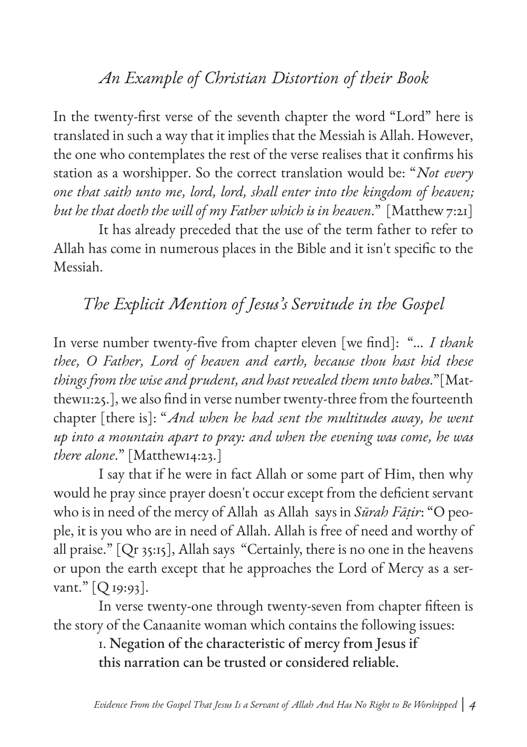## *An Example of Christian Distortion of their Book*

In the twenty-first verse of the seventh chapter the word "Lord" here is translated in such a way that it implies that the Messiah is Allah. However, the one who contemplates the rest of the verse realises that it confirms his station as a worshipper. So the correct translation would be: "*Not every one that saith unto me, lord, lord, shall enter into the kingdom of heaven; but he that doeth the will of my Father which is in heaven*." [Matthew 7:21]

It has already preceded that the use of the term father to refer to Allah has come in numerous places in the Bible and it isn't specific to the Messiah.

## *The Explicit Mention of Jesus's Servitude in the Gospel*

In verse number twenty-five from chapter eleven [we find]: "... *I thank thee, O Father, Lord of heaven and earth, because thou hast hid these things from the wise and prudent, and hast revealed them unto babes.*"[Matthew11:25.], we also find in verse number twenty-three from the fourteenth chapter [there is]: "*And when he had sent the multitudes away, he went up into a mountain apart to pray: and when the evening was come, he was there alone*." [Matthew14:23.]

I say that if he were in fact Allah or some part of Him, then why would he pray since prayer doesn't occur except from the deficient servant who is in need of the mercy of Allah as Allah says in *Sūrah Fāṭir*: "O people, it is you who are in need of Allah. Allah is free of need and worthy of all praise." [Qr 35:15], Allah says "Certainly, there is no one in the heavens or upon the earth except that he approaches the Lord of Mercy as a servant." [Q 19:93].

In verse twenty-one through twenty-seven from chapter fifteen is the story of the Canaanite woman which contains the following issues:

1. **Negation of the characteristic of mercy from Jesus if this narration can be trusted or considered reliable.**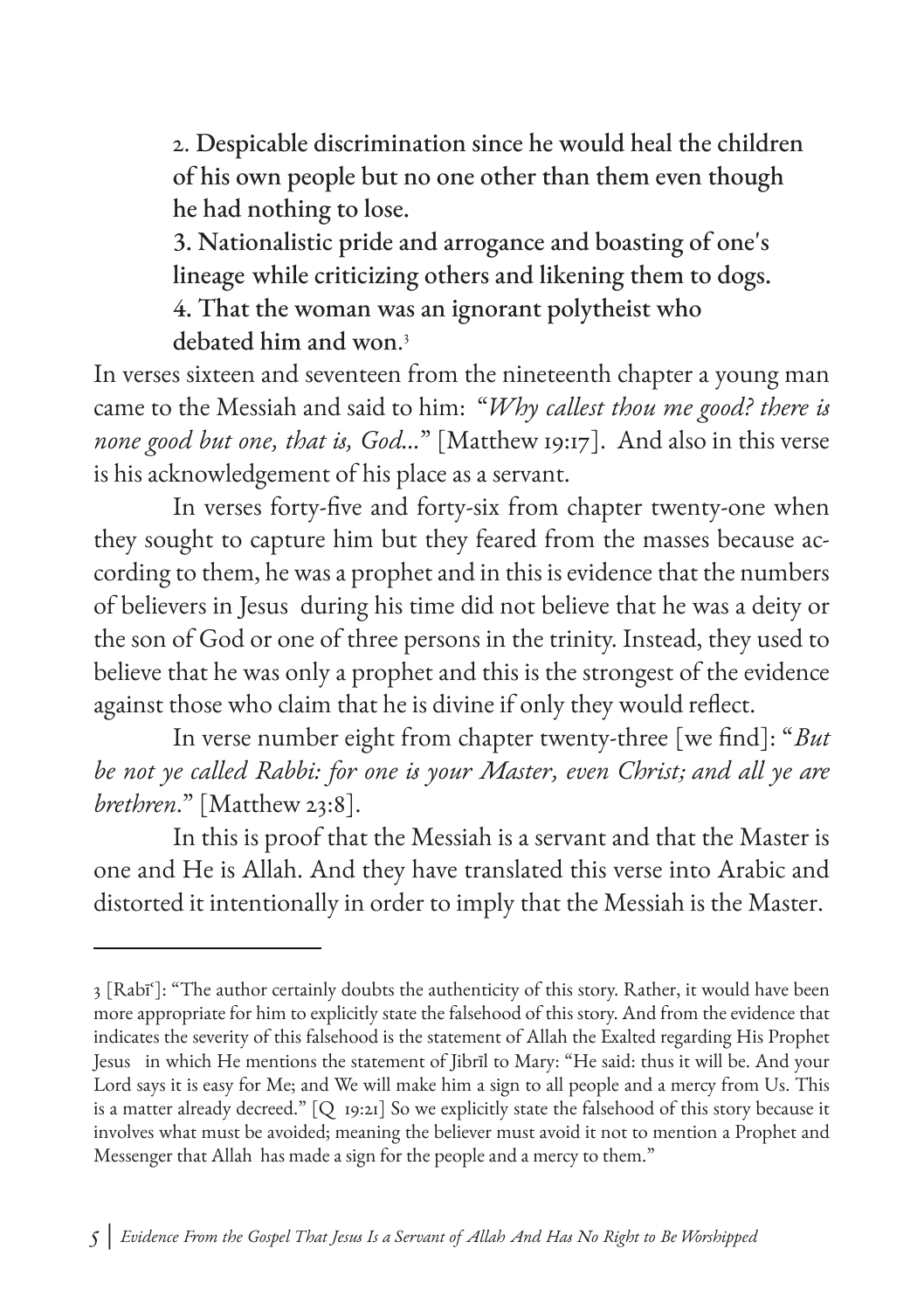2. Despicable discrimination since he would heal the children of his own people but no one other than them even though he had nothing to lose.

3. Nationalistic pride and arrogance and boasting of one's lineage while criticizing others and likening them to dogs.

4. That the woman was an ignorant polytheist who debated him and won.[3]

In verses sixteen and seventeen from the nineteenth chapter a young man came to the Messiah and said to him: "*Why callest thou me good? there is none good but one, that is, God...*" [Matthew 19:17]. And also in this verse is his acknowledgement of his place as a servant.

In verses forty-five and forty-six from chapter twenty-one when they sought to capture him but they feared from the masses because according to them, he was a prophet and in this is evidence that the numbers of believers in Jesus during his time did not believe that he was a deity or the son of God or one of three persons in the trinity. Instead, they used to believe that he was only a prophet and this is the strongest of the evidence against those who claim that he is divine if only they would reflect.

In verse number eight from chapter twenty-three [we find]: "*But be not ye called Rabbi: for one is your Master, even Christ; and all ye are brethren.*" [Matthew 23:8].

In this is proof that the Messiah is a servant and that the Master is one and He is Allah. And they have translated this verse into Arabic and distorted it intentionally in order to imply that the Messiah is the Master.

---

3 [Rabīʿ]: "The author certainly doubts the authenticity of this story. Rather, it would have been more appropriate for him to explicitly state the falsehood of this story. And from the evidence that indicates the severity of this falsehood is the statement of Allah the Exalted regarding His Prophet Jesus in which He mentions the statement of Jibrīl to Mary: "He said: thus it will be. And your Lord says it is easy for Me; and We will make him a sign to all people and a mercy from Us. This is a matter already decreed." [Q 19:21] So we explicitly state the falsehood of this story because it involves what must be avoided; meaning the believer must avoid it not to mention a Prophet and Messenger that Allah has made a sign for the people and a mercy to them."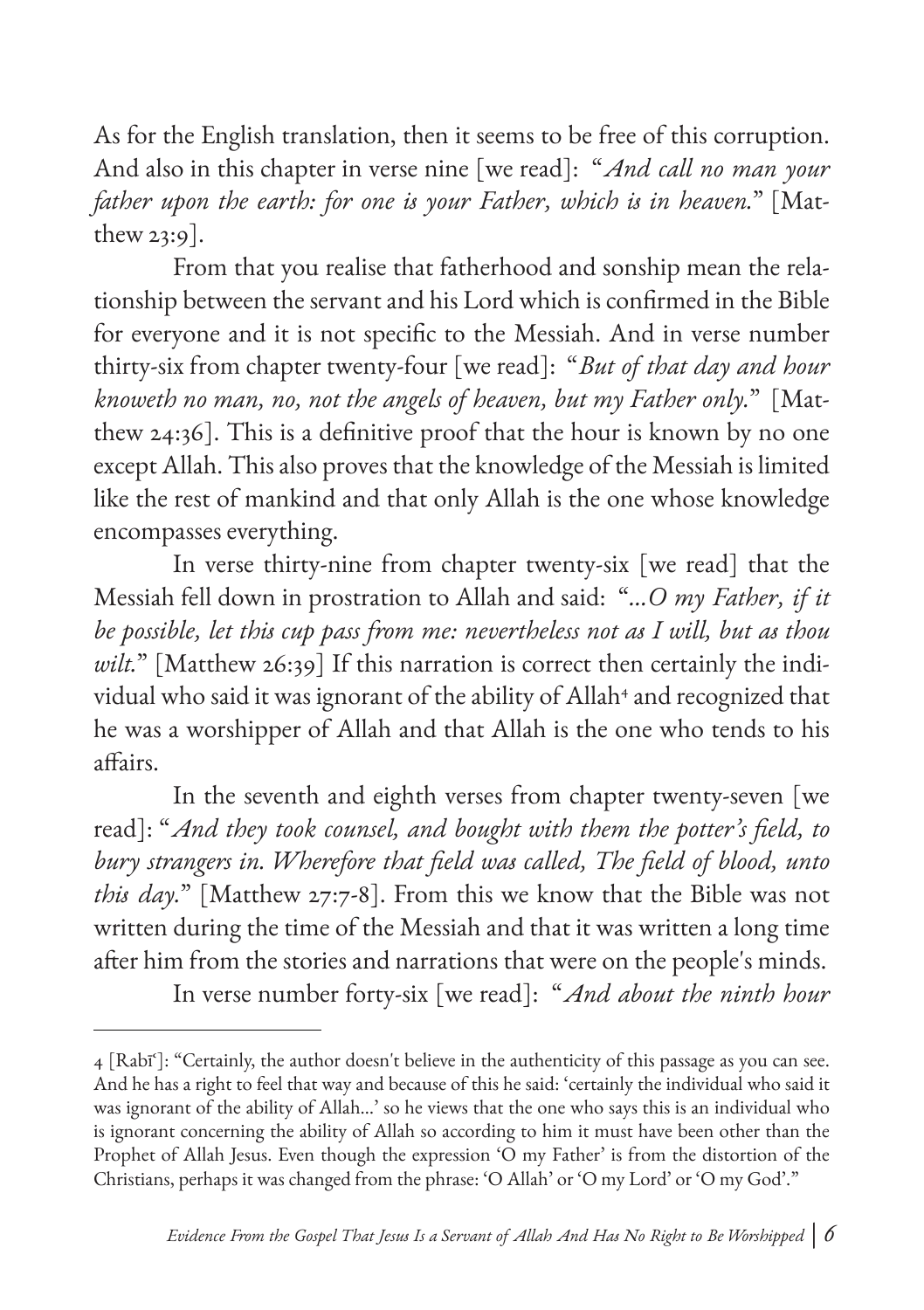As for the English translation, then it seems to be free of this corruption. And also in this chapter in verse nine [we read]: "*And call no man your father upon the earth: for one is your Father, which is in heaven.*" [Matthew 23:9].

From that you realise that fatherhood and sonship mean the relationship between the servant and his Lord which is confirmed in the Bible for everyone and it is not specific to the Messiah. And in verse number thirty-six from chapter twenty-four [we read]: "*But of that day and hour knoweth no man, no, not the angels of heaven, but my Father only.*" [Matthew 24:36]. This is a definitive proof that the hour is known by no one except Allah. This also proves that the knowledge of the Messiah is limited like the rest of mankind and that only Allah is the one whose knowledge encompasses everything.

In verse thirty-nine from chapter twenty-six [we read] that the Messiah fell down in prostration to Allah and said: "*...O my Father, if it be possible, let this cup pass from me: nevertheless not as I will, but as thou wilt.*" [Matthew 26:39] If this narration is correct then certainly the individual who said it was ignorant of the ability of Allah[4] and recognized that he was a worshipper of Allah and that Allah is the one who tends to his affairs.

In the seventh and eighth verses from chapter twenty-seven [we read]: "*And they took counsel, and bought with them the potter's field, to bury strangers in. Wherefore that field was called, The field of blood, unto this day.*" [Matthew 27:7-8]. From this we know that the Bible was not written during the time of the Messiah and that it was written a long time after him from the stories and narrations that were on the people's minds.

In verse number forty-six [we read]: "*And about the ninth hour*

---

4 [Rabīʿ]: "Certainly, the author doesn't believe in the authenticity of this passage as you can see. And he has a right to feel that way and because of this he said: 'certainly the individual who said it was ignorant of the ability of Allah...' so he views that the one who says this is an individual who is ignorant concerning the ability of Allah so according to him it must have been other than the Prophet of Allah Jesus. Even though the expression 'O my Father' is from the distortion of the Christians, perhaps it was changed from the phrase: 'O Allah' or 'O my Lord' or 'O my God'."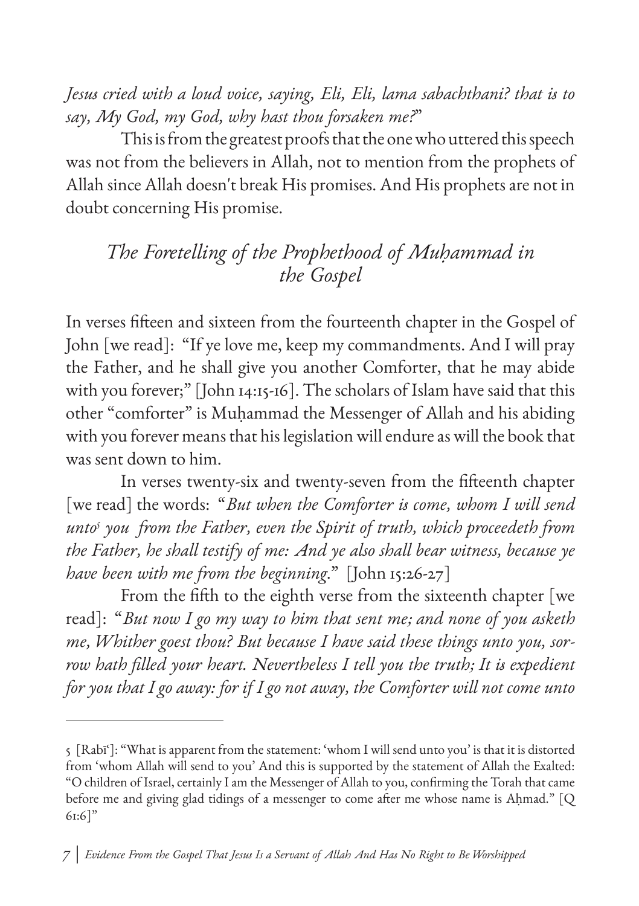*Jesus cried with a loud voice, saying, Eli, Eli, lama sabachthani? that is to say, My God, my God, why hast thou forsaken me?*"

This is from the greatest proofs that the one who uttered this speech was not from the believers in Allah, not to mention from the prophets of Allah since Allah doesn't break His promises. And His prophets are not in doubt concerning His promise.

## *The Foretelling of the Prophethood of Muḥammad in the Gospel*

In verses fifteen and sixteen from the fourteenth chapter in the Gospel of John [we read]: "If ye love me, keep my commandments. And I will pray the Father, and he shall give you another Comforter, that he may abide with you forever;" [John 14:15-16]. The scholars of Islam have said that this other "comforter" is Muḥammad the Messenger of Allah and his abiding with you forever means that his legislation will endure as will the book that was sent down to him.

In verses twenty-six and twenty-seven from the fifteenth chapter [we read] the words: "*But when the Comforter is come, whom I will send unto*[5] *you from the Father, even the Spirit of truth, which proceedeth from the Father, he shall testify of me: And ye also shall bear witness, because ye have been with me from the beginning.*" [John 15:26-27]

From the fifth to the eighth verse from the sixteenth chapter [we read]: "*But now I go my way to him that sent me; and none of you asketh me, Whither goest thou? But because I have said these things unto you, sorrow hath filled your heart. Nevertheless I tell you the truth; It is expedient for you that I go away: for if I go not away, the Comforter will not come unto*

---

5 [Rabīʿ]: "What is apparent from the statement: 'whom I will send unto you' is that it is distorted from 'whom Allah will send to you' And this is supported by the statement of Allah the Exalted: "O children of Israel, certainly I am the Messenger of Allah to you, confirming the Torah that came before me and giving glad tidings of a messenger to come after me whose name is Aḥmad." [Q 61:6]"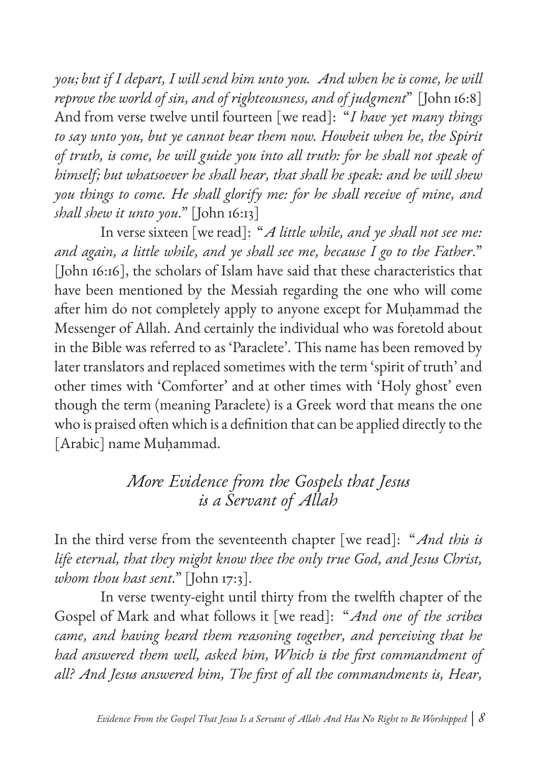*you; but if I depart, I will send him unto you. And when he is come, he will reprove the world of sin, and of righteousness, and of judgment*" [John 16:8] And from verse twelve until fourteen [we read]: "*I have yet many things to say unto you, but ye cannot bear them now. Howbeit when he, the Spirit of truth, is come, he will guide you into all truth: for he shall not speak of himself; but whatsoever he shall hear, that shall he speak: and he will shew you things to come. He shall glorify me: for he shall receive of mine, and shall shew it unto you*." [John 16:13]

In verse sixteen [we read]: "*A little while, and ye shall not see me: and again, a little while, and ye shall see me, because I go to the Father*." [John 16:16], the scholars of Islam have said that these characteristics that have been mentioned by the Messiah regarding the one who will come after him do not completely apply to anyone except for Muḥammad the Messenger of Allah. And certainly the individual who was foretold about in the Bible was referred to as 'Paraclete'. This name has been removed by later translators and replaced sometimes with the term 'spirit of truth' and other times with 'Comforter' and at other times with 'Holy ghost' even though the term (meaning Paraclete) is a Greek word that means the one who is praised often which is a definition that can be applied directly to the [Arabic] name Muḥammad.

## *More Evidence from the Gospels that Jesus is a Servant of Allah*

In the third verse from the seventeenth chapter [we read]: "*And this is life eternal, that they might know thee the only true God, and Jesus Christ, whom thou hast sent*." [John 17:3].

In verse twenty-eight until thirty from the twelfth chapter of the Gospel of Mark and what follows it [we read]: "*And one of the scribes came, and having heard them reasoning together, and perceiving that he had answered them well, asked him, Which is the first commandment of all? And Jesus answered him, The first of all the commandments is, Hear,*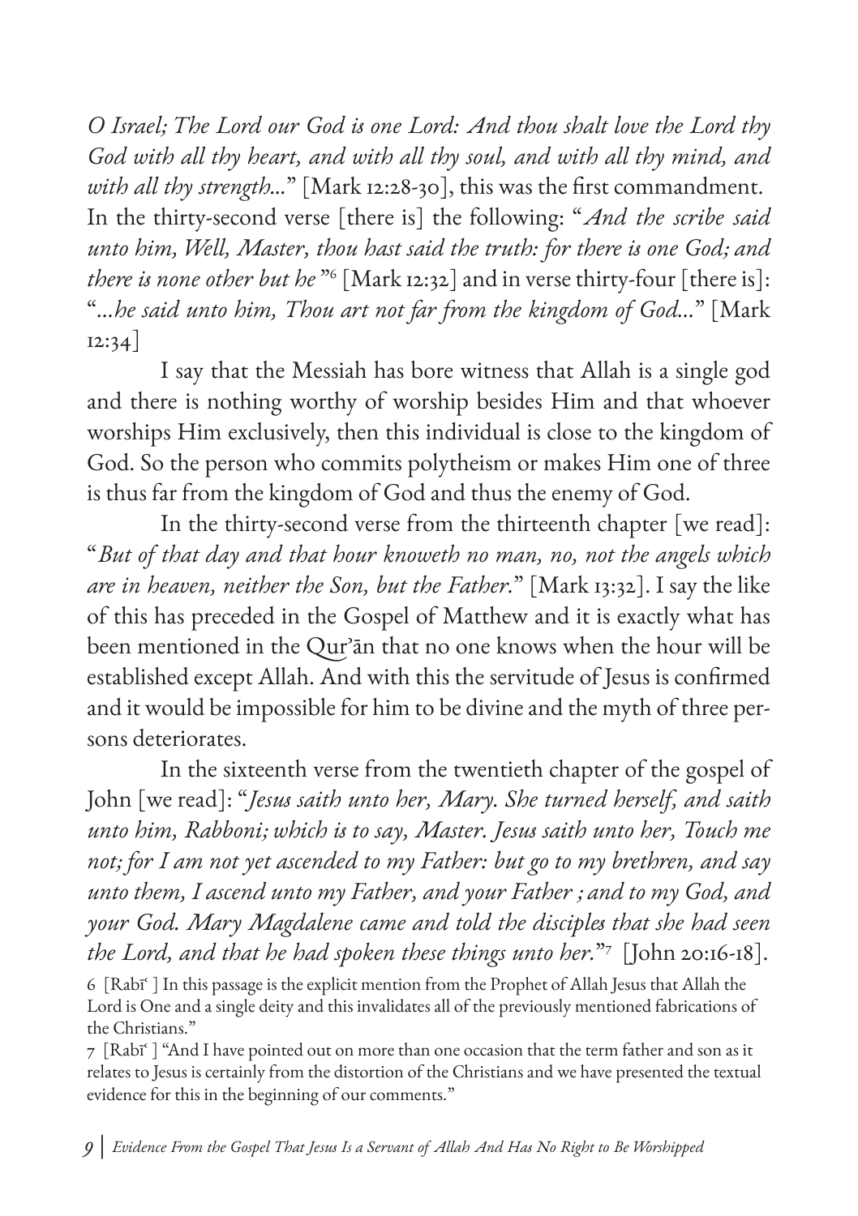*O Israel; The Lord our God is one Lord: And thou shalt love the Lord thy God with all thy heart, and with all thy soul, and with all thy mind, and with all thy strength...*" [Mark 12:28-30], this was the first commandment. In the thirty-second verse [there is] the following: "*And the scribe said unto him, Well, Master, thou hast said the truth: for there is one God; and there is none other but he* "[6] [Mark 12:32] and in verse thirty-four [there is]: "*...he said unto him, Thou art not far from the kingdom of God...*" [Mark 12:34]

I say that the Messiah has bore witness that Allah is a single god and there is nothing worthy of worship besides Him and that whoever worships Him exclusively, then this individual is close to the kingdom of God. So the person who commits polytheism or makes Him one of three is thus far from the kingdom of God and thus the enemy of God.

In the thirty-second verse from the thirteenth chapter [we read]: "*But of that day and that hour knoweth no man, no, not the angels which are in heaven, neither the Son, but the Father.*" [Mark 13:32]. I say the like of this has preceded in the Gospel of Matthew and it is exactly what has been mentioned in the Qur'ān that no one knows when the hour will be established except Allah. And with this the servitude of Jesus is confirmed and it would be impossible for him to be divine and the myth of three persons deteriorates.

In the sixteenth verse from the twentieth chapter of the gospel of John [we read]: "*Jesus saith unto her, Mary. She turned herself, and saith unto him, Rabboni; which is to say, Master. Jesus saith unto her, Touch me not; for I am not yet ascended to my Father: but go to my brethren, and say unto them, I ascend unto my Father, and your Father ; and to my God, and your God. Mary Magdalene came and told the disciples that she had seen the Lord, and that he had spoken these things unto her.*"[7] [John 20:16-18].

6 [Rabīʿ] In this passage is the explicit mention from the Prophet of Allah Jesus that Allah the Lord is One and a single deity and this invalidates all of the previously mentioned fabrications of the Christians."

7 [Rabīʿ] "And I have pointed out on more than one occasion that the term father and son as it relates to Jesus is certainly from the distortion of the Christians and we have presented the textual evidence for this in the beginning of our comments."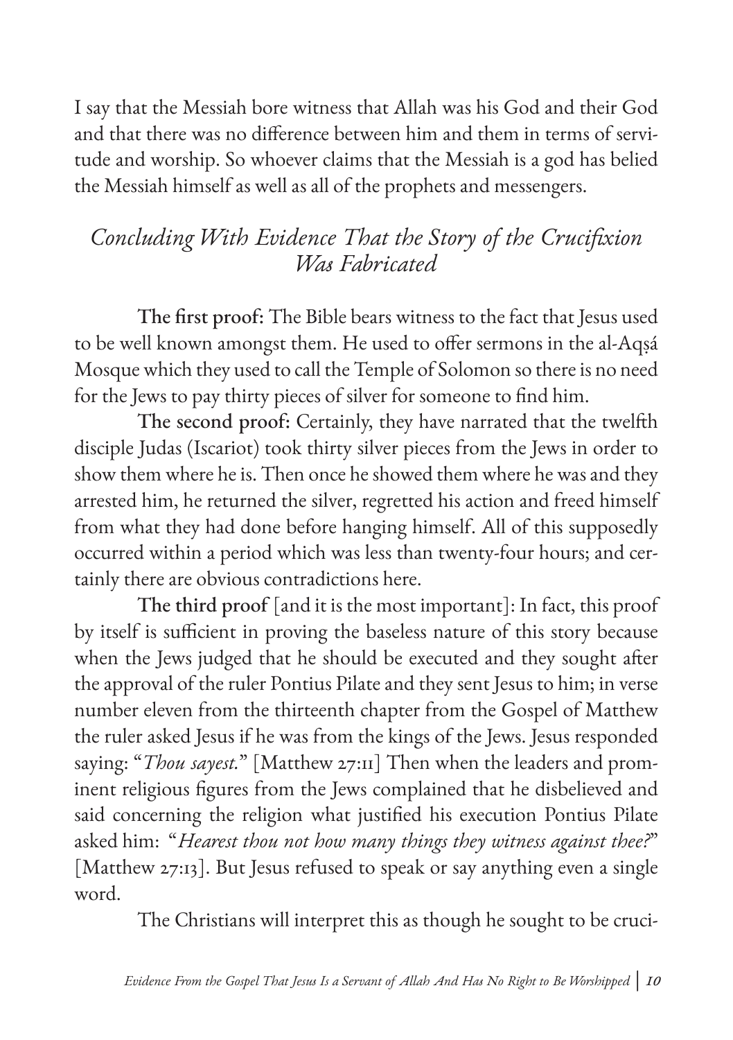I say that the Messiah bore witness that Allah was his God and their God and that there was no difference between him and them in terms of servitude and worship. So whoever claims that the Messiah is a god has belied the Messiah himself as well as all of the prophets and messengers.

### *Concluding With Evidence That the Story of the Crucifixion Was Fabricated*

**The first proof:** The Bible bears witness to the fact that Jesus used to be well known amongst them. He used to offer sermons in the al-Aqṣá Mosque which they used to call the Temple of Solomon so there is no need for the Jews to pay thirty pieces of silver for someone to find him.

**The second proof:** Certainly, they have narrated that the twelfth disciple Judas (Iscariot) took thirty silver pieces from the Jews in order to show them where he is. Then once he showed them where he was and they arrested him, he returned the silver, regretted his action and freed himself from what they had done before hanging himself. All of this supposedly occurred within a period which was less than twenty-four hours; and certainly there are obvious contradictions here.

**The third proof** [and it is the most important]: In fact, this proof by itself is sufficient in proving the baseless nature of this story because when the Jews judged that he should be executed and they sought after the approval of the ruler Pontius Pilate and they sent Jesus to him; in verse number eleven from the thirteenth chapter from the Gospel of Matthew the ruler asked Jesus if he was from the kings of the Jews. Jesus responded saying: "*Thou sayest.*" [Matthew 27:11] Then when the leaders and prominent religious figures from the Jews complained that he disbelieved and said concerning the religion what justified his execution Pontius Pilate asked him: "*Hearest thou not how many things they witness against thee?*" [Matthew 27:13]. But Jesus refused to speak or say anything even a single word.

The Christians will interpret this as though he sought to be cruci-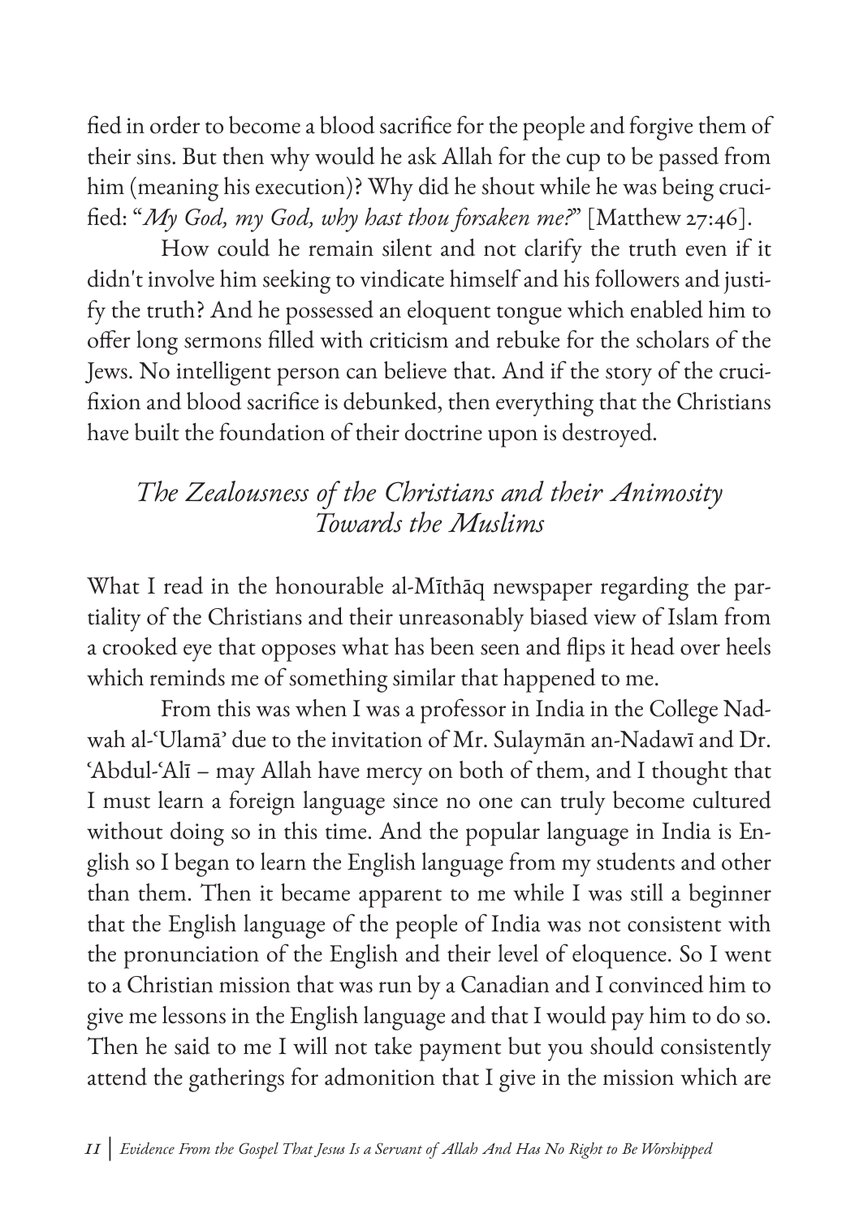fied in order to become a blood sacrifice for the people and forgive them of their sins. But then why would he ask Allah for the cup to be passed from him (meaning his execution)? Why did he shout while he was being crucified: "*My God, my God, why hast thou forsaken me?*" [Matthew 27:46].

How could he remain silent and not clarify the truth even if it didn't involve him seeking to vindicate himself and his followers and justify the truth? And he possessed an eloquent tongue which enabled him to offer long sermons filled with criticism and rebuke for the scholars of the Jews. No intelligent person can believe that. And if the story of the crucifixion and blood sacrifice is debunked, then everything that the Christians have built the foundation of their doctrine upon is destroyed.

## *The Zealousness of the Christians and their Animosity Towards the Muslims*

What I read in the honourable al-Mīthāq newspaper regarding the partiality of the Christians and their unreasonably biased view of Islam from a crooked eye that opposes what has been seen and flips it head over heels which reminds me of something similar that happened to me.

From this was when I was a professor in India in the College Nadwah al-'Ulamā' due to the invitation of Mr. Sulaymān an-Nadawī and Dr. 'Abdul-'Alī – may Allah have mercy on both of them, and I thought that I must learn a foreign language since no one can truly become cultured without doing so in this time. And the popular language in India is English so I began to learn the English language from my students and other than them. Then it became apparent to me while I was still a beginner that the English language of the people of India was not consistent with the pronunciation of the English and their level of eloquence. So I went to a Christian mission that was run by a Canadian and I convinced him to give me lessons in the English language and that I would pay him to do so. Then he said to me I will not take payment but you should consistently attend the gatherings for admonition that I give in the mission which are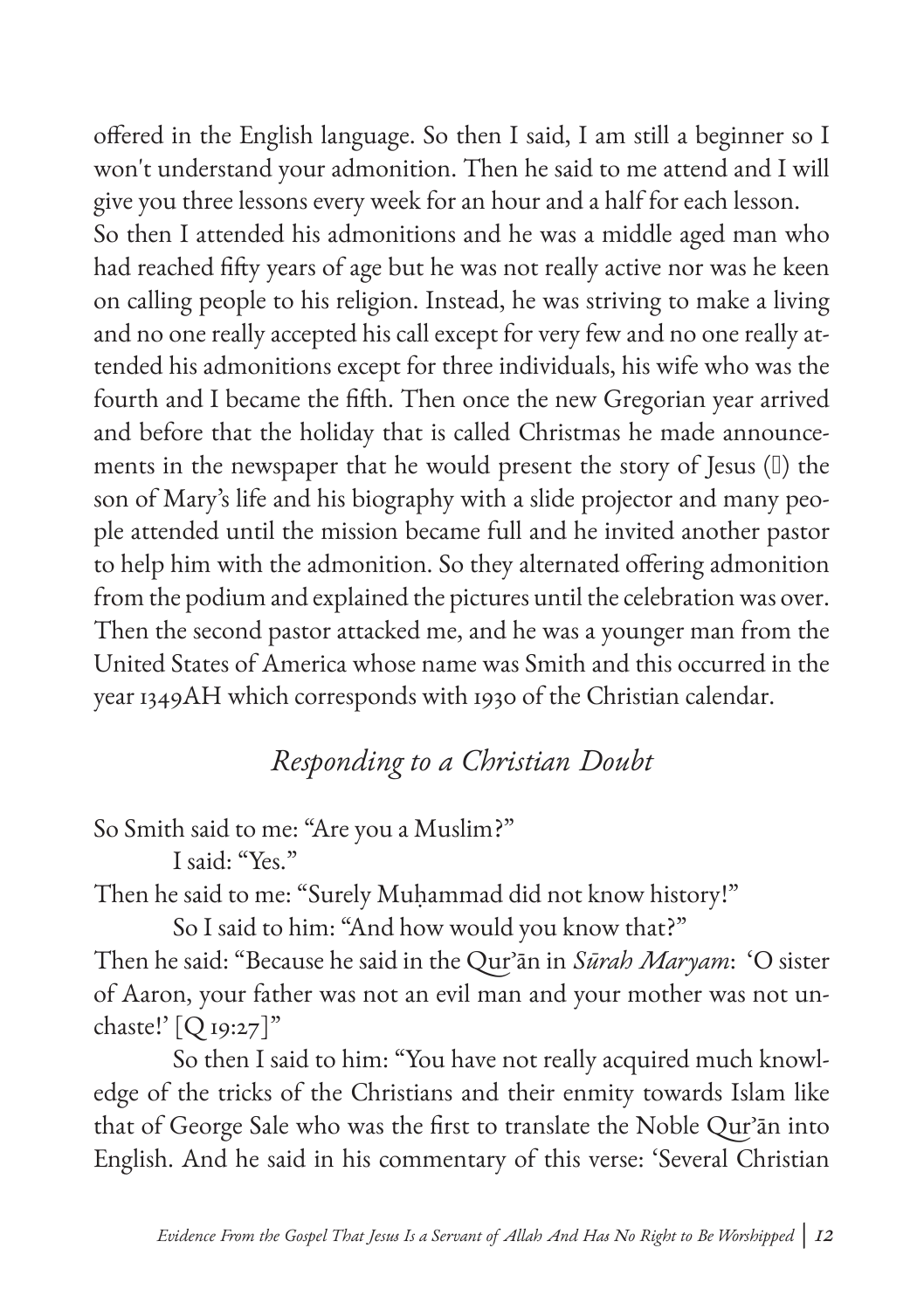offered in the English language. So then I said, I am still a beginner so I won't understand your admonition. Then he said to me attend and I will give you three lessons every week for an hour and a half for each lesson.
So then I attended his admonitions and he was a middle aged man who had reached fifty years of age but he was not really active nor was he keen on calling people to his religion. Instead, he was striving to make a living and no one really accepted his call except for very few and no one really attended his admonitions except for three individuals, his wife who was the fourth and I became the fifth. Then once the new Gregorian year arrived and before that the holiday that is called Christmas he made announcements in the newspaper that he would present the story of Jesus (ﷺ) the son of Mary's life and his biography with a slide projector and many people attended until the mission became full and he invited another pastor to help him with the admonition. So they alternated offering admonition from the podium and explained the pictures until the celebration was over. Then the second pastor attacked me, and he was a younger man from the United States of America whose name was Smith and this occurred in the year 1349AH which corresponds with 1930 of the Christian calendar.

## *Responding to a Christian Doubt*

So Smith said to me: "Are you a Muslim?"

I said: "Yes."

Then he said to me: "Surely Muḥammad did not know history!"

So I said to him: "And how would you know that?"

Then he said: "Because he said in the Qur'ān in *Sūrah Maryam*: 'O sister of Aaron, your father was not an evil man and your mother was not unchaste!' [Q 19:27]"

So then I said to him: "You have not really acquired much knowledge of the tricks of the Christians and their enmity towards Islam like that of George Sale who was the first to translate the Noble Qur'ān into English. And he said in his commentary of this verse: 'Several Christian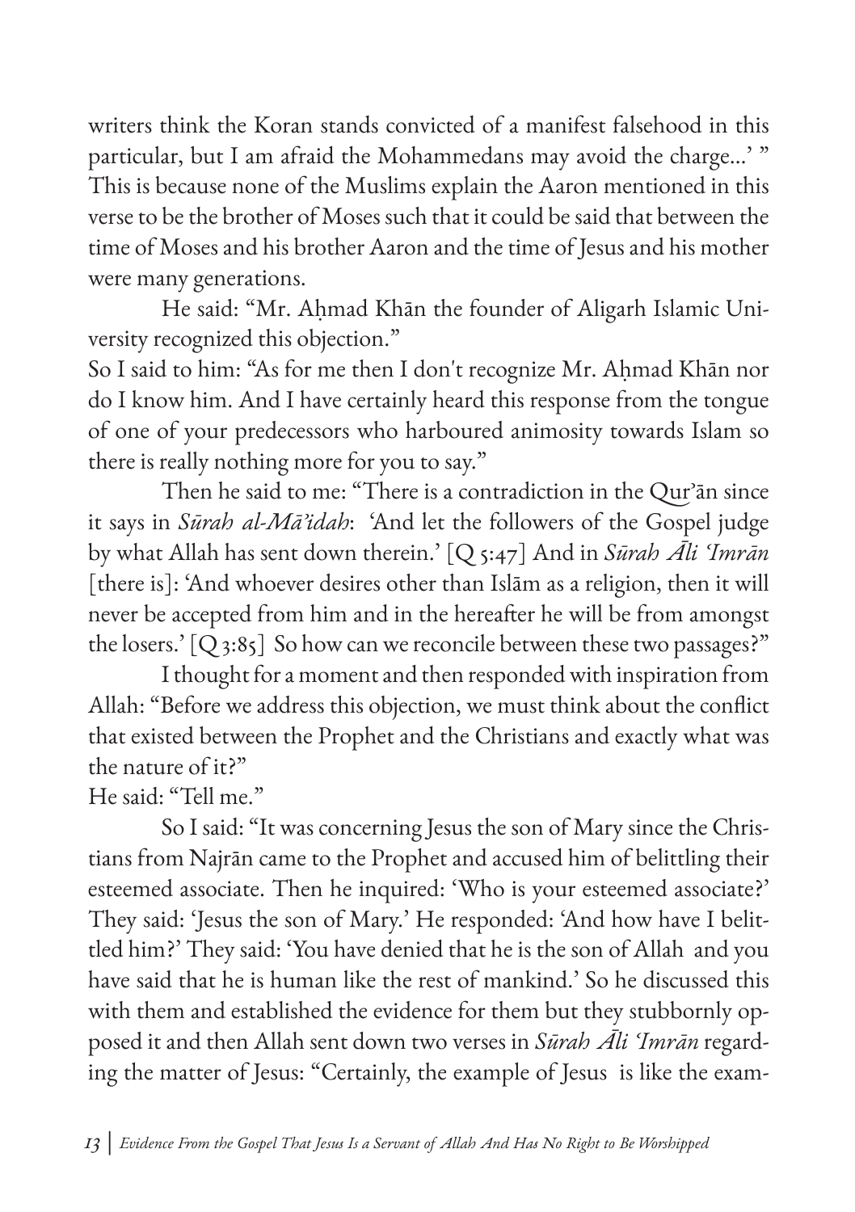writers think the Koran stands convicted of a manifest falsehood in this particular, but I am afraid the Mohammedans may avoid the charge...' " This is because none of the Muslims explain the Aaron mentioned in this verse to be the brother of Moses such that it could be said that between the time of Moses and his brother Aaron and the time of Jesus and his mother were many generations.

He said: "Mr. Aḥmad Khān the founder of Aligarh Islamic University recognized this objection."

So I said to him: "As for me then I don't recognize Mr. Aḥmad Khān nor do I know him. And I have certainly heard this response from the tongue of one of your predecessors who harboured animosity towards Islam so there is really nothing more for you to say."

Then he said to me: "There is a contradiction in the Qur'ān since it says in *Sūrah al-Mā'idah*: 'And let the followers of the Gospel judge by what Allah has sent down therein.' [Q 5:47] And in *Sūrah Āli 'Imrān* [there is]: 'And whoever desires other than Islām as a religion, then it will never be accepted from him and in the hereafter he will be from amongst the losers.' [Q 3:85] So how can we reconcile between these two passages?"

I thought for a moment and then responded with inspiration from Allah: "Before we address this objection, we must think about the conflict that existed between the Prophet and the Christians and exactly what was the nature of it?"

He said: "Tell me."

So I said: "It was concerning Jesus the son of Mary since the Christians from Najrān came to the Prophet and accused him of belittling their esteemed associate. Then he inquired: 'Who is your esteemed associate?' They said: 'Jesus the son of Mary.' He responded: 'And how have I belittled him?' They said: 'You have denied that he is the son of Allah and you have said that he is human like the rest of mankind.' So he discussed this with them and established the evidence for them but they stubbornly opposed it and then Allah sent down two verses in *Sūrah Āli 'Imrān* regarding the matter of Jesus: "Certainly, the example of Jesus is like the exam-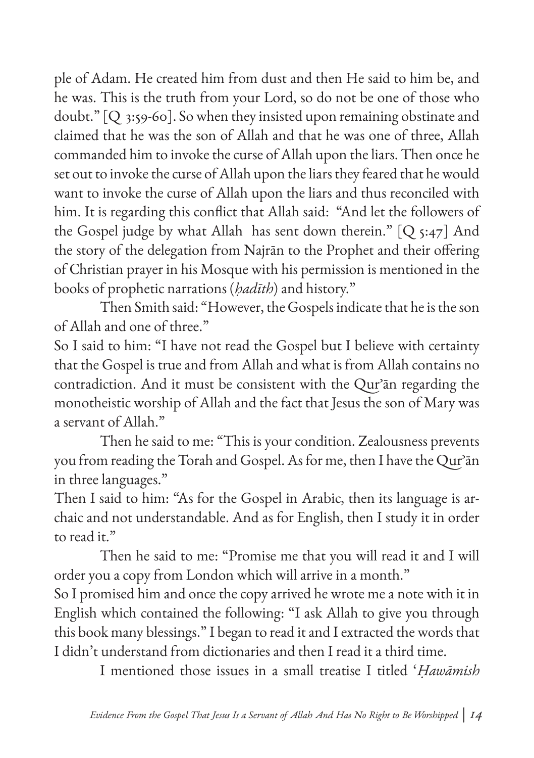ple of Adam. He created him from dust and then He said to him be, and he was. This is the truth from your Lord, so do not be one of those who doubt." [Q 3:59-60]. So when they insisted upon remaining obstinate and claimed that he was the son of Allah and that he was one of three, Allah commanded him to invoke the curse of Allah upon the liars. Then once he set out to invoke the curse of Allah upon the liars they feared that he would want to invoke the curse of Allah upon the liars and thus reconciled with him. It is regarding this conflict that Allah said: "And let the followers of the Gospel judge by what Allah has sent down therein." [Q 5:47] And the story of the delegation from Najrān to the Prophet and their offering of Christian prayer in his Mosque with his permission is mentioned in the books of prophetic narrations (*ḥadīth*) and history."

Then Smith said: "However, the Gospels indicate that he is the son of Allah and one of three."

So I said to him: "I have not read the Gospel but I believe with certainty that the Gospel is true and from Allah and what is from Allah contains no contradiction. And it must be consistent with the Qur'ān regarding the monotheistic worship of Allah and the fact that Jesus the son of Mary was a servant of Allah."

Then he said to me: "This is your condition. Zealousness prevents you from reading the Torah and Gospel. As for me, then I have the Qur'ān in three languages."

Then I said to him: "As for the Gospel in Arabic, then its language is archaic and not understandable. And as for English, then I study it in order to read it."

Then he said to me: "Promise me that you will read it and I will order you a copy from London which will arrive in a month."

So I promised him and once the copy arrived he wrote me a note with it in English which contained the following: "I ask Allah to give you through this book many blessings." I began to read it and I extracted the words that I didn't understand from dictionaries and then I read it a third time.

I mentioned those issues in a small treatise I titled '*Ḥawāmish*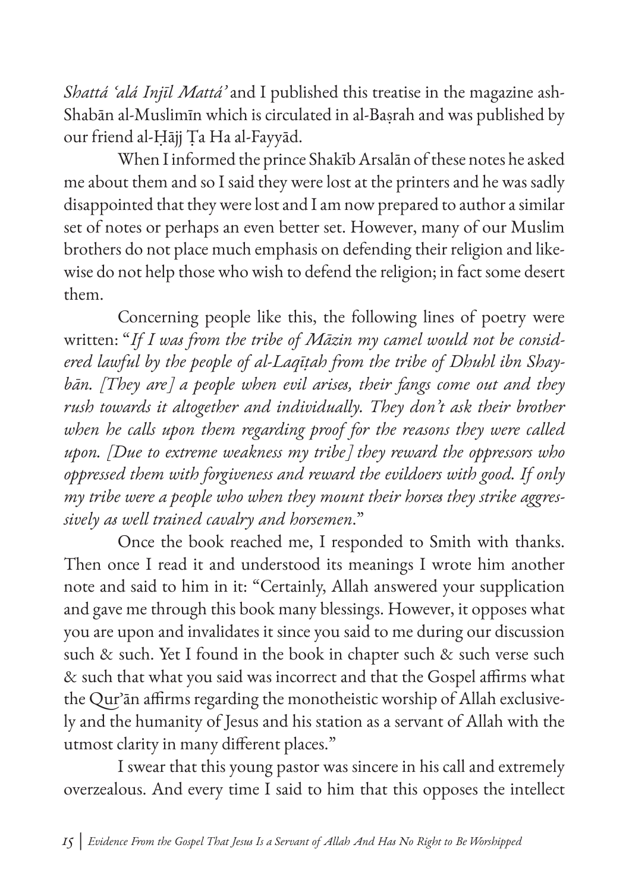*Shattá 'alá Injīl Mattá'* and I published this treatise in the magazine ash-Shabān al-Muslimīn which is circulated in al-Baṣrah and was published by our friend al-Ḥājj Ṭa Ha al-Fayyād.

When I informed the prince Shakīb Arsalān of these notes he asked me about them and so I said they were lost at the printers and he was sadly disappointed that they were lost and I am now prepared to author a similar set of notes or perhaps an even better set. However, many of our Muslim brothers do not place much emphasis on defending their religion and likewise do not help those who wish to defend the religion; in fact some desert them.

Concerning people like this, the following lines of poetry were written: "*If I was from the tribe of Māzin my camel would not be considered lawful by the people of al-Laqīṭah from the tribe of Dhuhl ibn Shaybān. [They are] a people when evil arises, their fangs come out and they rush towards it altogether and individually. They don't ask their brother when he calls upon them regarding proof for the reasons they were called upon. [Due to extreme weakness my tribe] they reward the oppressors who oppressed them with forgiveness and reward the evildoers with good. If only my tribe were a people who when they mount their horses they strike aggressively as well trained cavalry and horsemen.*"

Once the book reached me, I responded to Smith with thanks. Then once I read it and understood its meanings I wrote him another note and said to him in it: "Certainly, Allah answered your supplication and gave me through this book many blessings. However, it opposes what you are upon and invalidates it since you said to me during our discussion such & such. Yet I found in the book in chapter such & such verse such & such that what you said was incorrect and that the Gospel affirms what the Qur'ān affirms regarding the monotheistic worship of Allah exclusively and the humanity of Jesus and his station as a servant of Allah with the utmost clarity in many different places."

I swear that this young pastor was sincere in his call and extremely overzealous. And every time I said to him that this opposes the intellect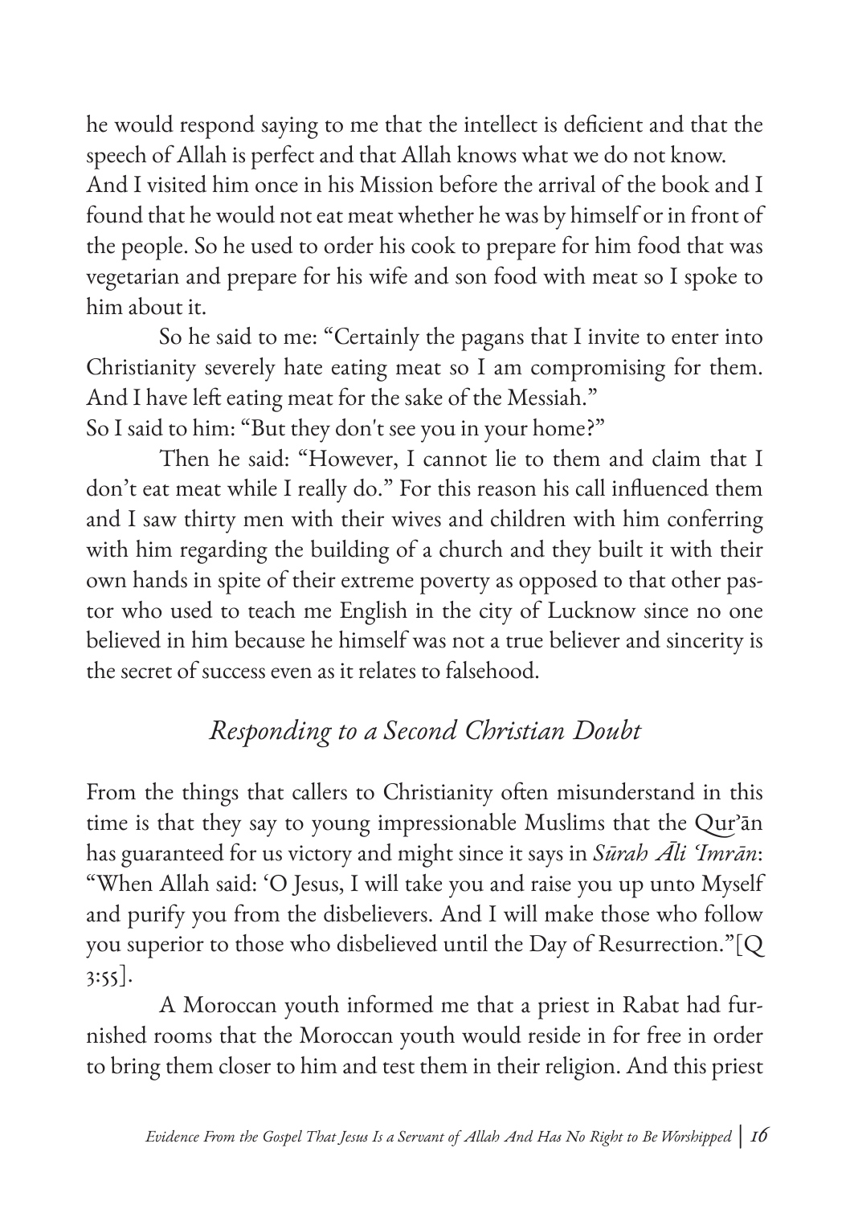he would respond saying to me that the intellect is deficient and that the speech of Allah is perfect and that Allah knows what we do not know. And I visited him once in his Mission before the arrival of the book and I found that he would not eat meat whether he was by himself or in front of the people. So he used to order his cook to prepare for him food that was vegetarian and prepare for his wife and son food with meat so I spoke to him about it.

So he said to me: "Certainly the pagans that I invite to enter into Christianity severely hate eating meat so I am compromising for them. And I have left eating meat for the sake of the Messiah."

So I said to him: "But they don't see you in your home?"

Then he said: "However, I cannot lie to them and claim that I don't eat meat while I really do." For this reason his call influenced them and I saw thirty men with their wives and children with him conferring with him regarding the building of a church and they built it with their own hands in spite of their extreme poverty as opposed to that other pastor who used to teach me English in the city of Lucknow since no one believed in him because he himself was not a true believer and sincerity is the secret of success even as it relates to falsehood.

## *Responding to a Second Christian Doubt*

From the things that callers to Christianity often misunderstand in this time is that they say to young impressionable Muslims that the Qur'ān has guaranteed for us victory and might since it says in *Sūrah Āli 'Imrān*: "When Allah said: 'O Jesus, I will take you and raise you up unto Myself and purify you from the disbelievers. And I will make those who follow you superior to those who disbelieved until the Day of Resurrection."[Q 3:55].

A Moroccan youth informed me that a priest in Rabat had furnished rooms that the Moroccan youth would reside in for free in order to bring them closer to him and test them in their religion. And this priest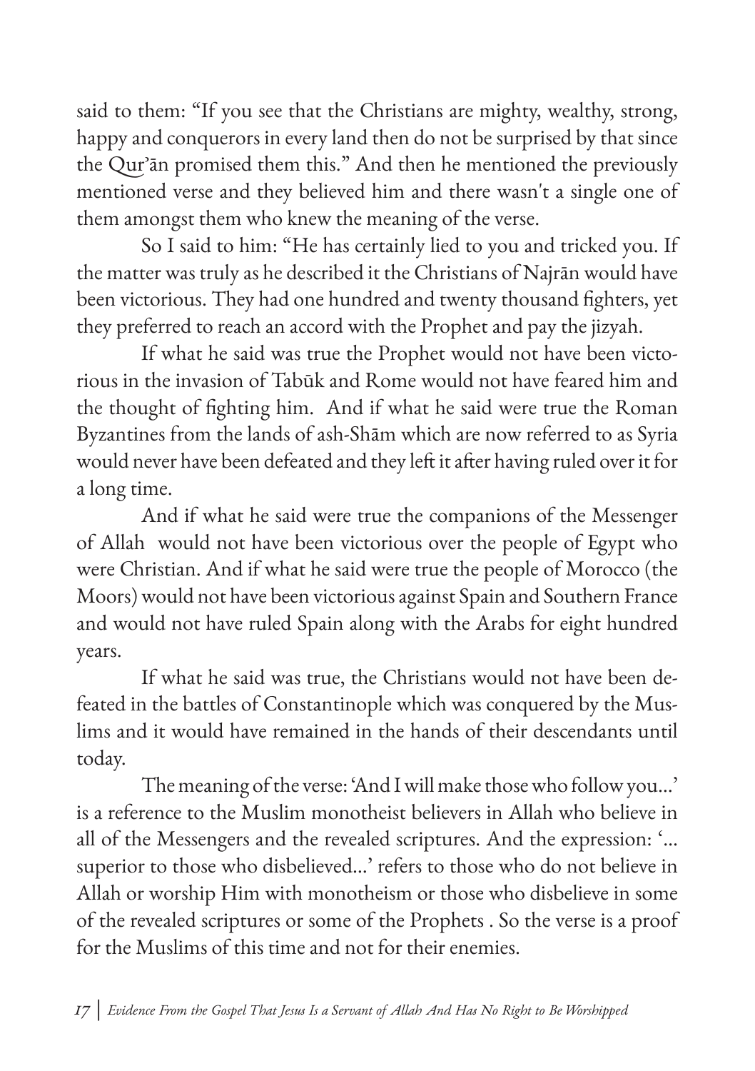said to them: "If you see that the Christians are mighty, wealthy, strong, happy and conquerors in every land then do not be surprised by that since the Qur'ān promised them this." And then he mentioned the previously mentioned verse and they believed him and there wasn't a single one of them amongst them who knew the meaning of the verse.

So I said to him: "He has certainly lied to you and tricked you. If the matter was truly as he described it the Christians of Najrān would have been victorious. They had one hundred and twenty thousand fighters, yet they preferred to reach an accord with the Prophet and pay the jizyah.

If what he said was true the Prophet would not have been victorious in the invasion of Tabūk and Rome would not have feared him and the thought of fighting him. And if what he said were true the Roman Byzantines from the lands of ash-Shām which are now referred to as Syria would never have been defeated and they left it after having ruled over it for a long time.

And if what he said were true the companions of the Messenger of Allah would not have been victorious over the people of Egypt who were Christian. And if what he said were true the people of Morocco (the Moors) would not have been victorious against Spain and Southern France and would not have ruled Spain along with the Arabs for eight hundred years.

If what he said was true, the Christians would not have been defeated in the battles of Constantinople which was conquered by the Muslims and it would have remained in the hands of their descendants until today.

The meaning of the verse: 'And I will make those who follow you...' is a reference to the Muslim monotheist believers in Allah who believe in all of the Messengers and the revealed scriptures. And the expression: '... superior to those who disbelieved...' refers to those who do not believe in Allah or worship Him with monotheism or those who disbelieve in some of the revealed scriptures or some of the Prophets . So the verse is a proof for the Muslims of this time and not for their enemies.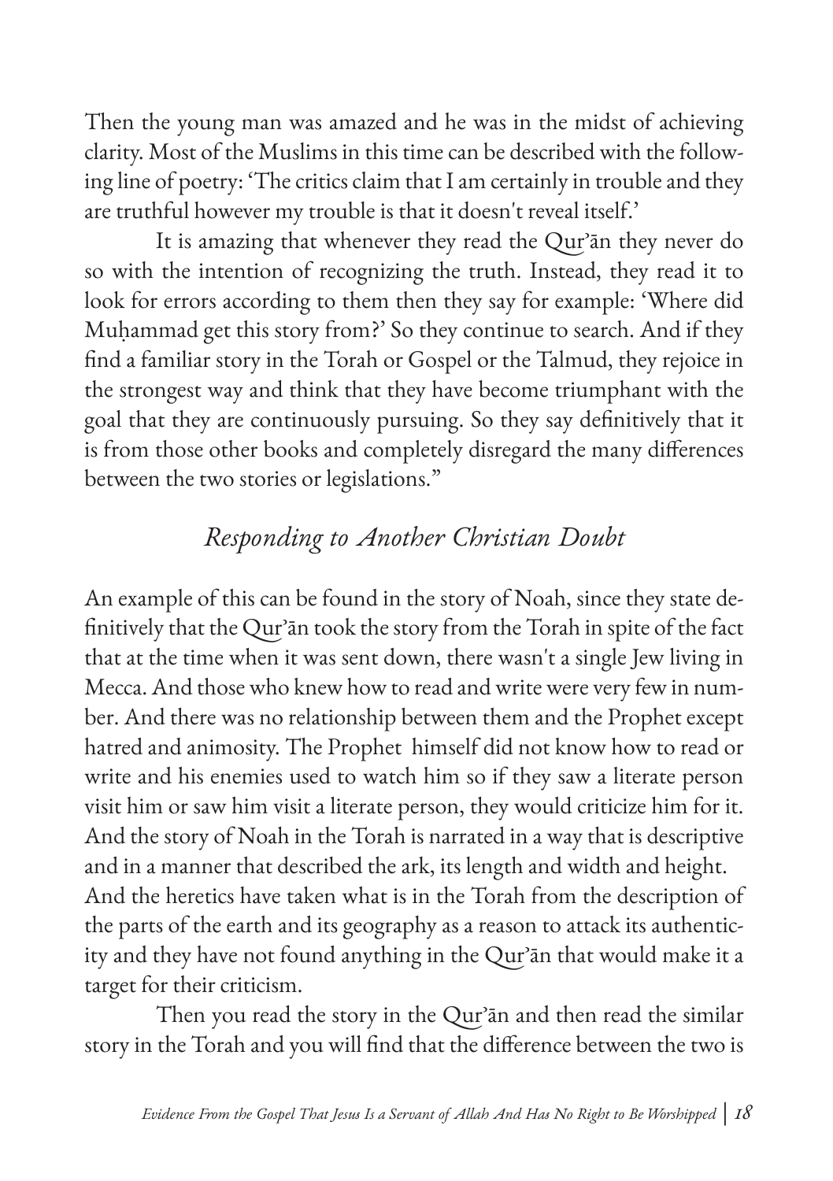Then the young man was amazed and he was in the midst of achieving clarity. Most of the Muslims in this time can be described with the following line of poetry: 'The critics claim that I am certainly in trouble and they are truthful however my trouble is that it doesn't reveal itself.'

It is amazing that whenever they read the Qur'ān they never do so with the intention of recognizing the truth. Instead, they read it to look for errors according to them then they say for example: 'Where did Muḥammad get this story from?' So they continue to search. And if they find a familiar story in the Torah or Gospel or the Talmud, they rejoice in the strongest way and think that they have become triumphant with the goal that they are continuously pursuing. So they say definitively that it is from those other books and completely disregard the many differences between the two stories or legislations."

## *Responding to Another Christian Doubt*

An example of this can be found in the story of Noah, since they state definitively that the Qur'ān took the story from the Torah in spite of the fact that at the time when it was sent down, there wasn't a single Jew living in Mecca. And those who knew how to read and write were very few in number. And there was no relationship between them and the Prophet except hatred and animosity. The Prophet himself did not know how to read or write and his enemies used to watch him so if they saw a literate person visit him or saw him visit a literate person, they would criticize him for it. And the story of Noah in the Torah is narrated in a way that is descriptive and in a manner that described the ark, its length and width and height.
And the heretics have taken what is in the Torah from the description of the parts of the earth and its geography as a reason to attack its authenticity and they have not found anything in the Qur'ān that would make it a target for their criticism.

Then you read the story in the Qur'ān and then read the similar story in the Torah and you will find that the difference between the two is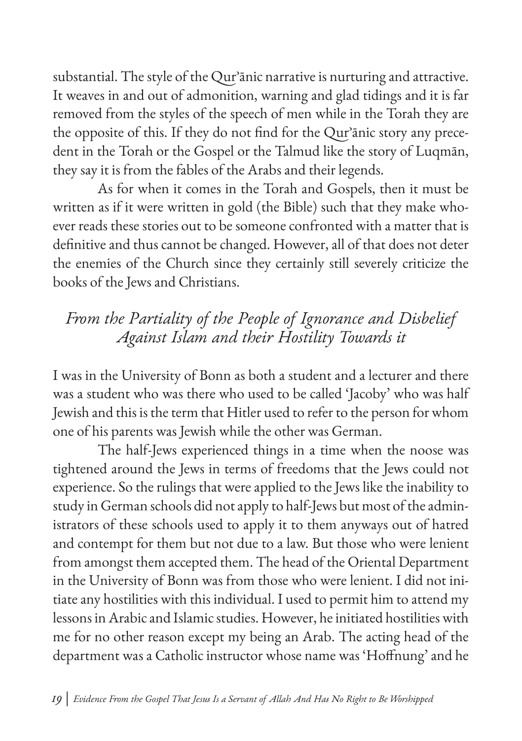substantial. The style of the Qur'ānic narrative is nurturing and attractive. It weaves in and out of admonition, warning and glad tidings and it is far removed from the styles of the speech of men while in the Torah they are the opposite of this. If they do not find for the Qur'ānic story any precedent in the Torah or the Gospel or the Talmud like the story of Luqmān, they say it is from the fables of the Arabs and their legends.

As for when it comes in the Torah and Gospels, then it must be written as if it were written in gold (the Bible) such that they make whoever reads these stories out to be someone confronted with a matter that is definitive and thus cannot be changed. However, all of that does not deter the enemies of the Church since they certainly still severely criticize the books of the Jews and Christians.

## *From the Partiality of the People of Ignorance and Disbelief Against Islam and their Hostility Towards it*

I was in the University of Bonn as both a student and a lecturer and there was a student who was there who used to be called 'Jacoby' who was half Jewish and this is the term that Hitler used to refer to the person for whom one of his parents was Jewish while the other was German.

The half-Jews experienced things in a time when the noose was tightened around the Jews in terms of freedoms that the Jews could not experience. So the rulings that were applied to the Jews like the inability to study in German schools did not apply to half-Jews but most of the administrators of these schools used to apply it to them anyways out of hatred and contempt for them but not due to a law. But those who were lenient from amongst them accepted them. The head of the Oriental Department in the University of Bonn was from those who were lenient. I did not initiate any hostilities with this individual. I used to permit him to attend my lessons in Arabic and Islamic studies. However, he initiated hostilities with me for no other reason except my being an Arab. The acting head of the department was a Catholic instructor whose name was 'Hoffnung' and he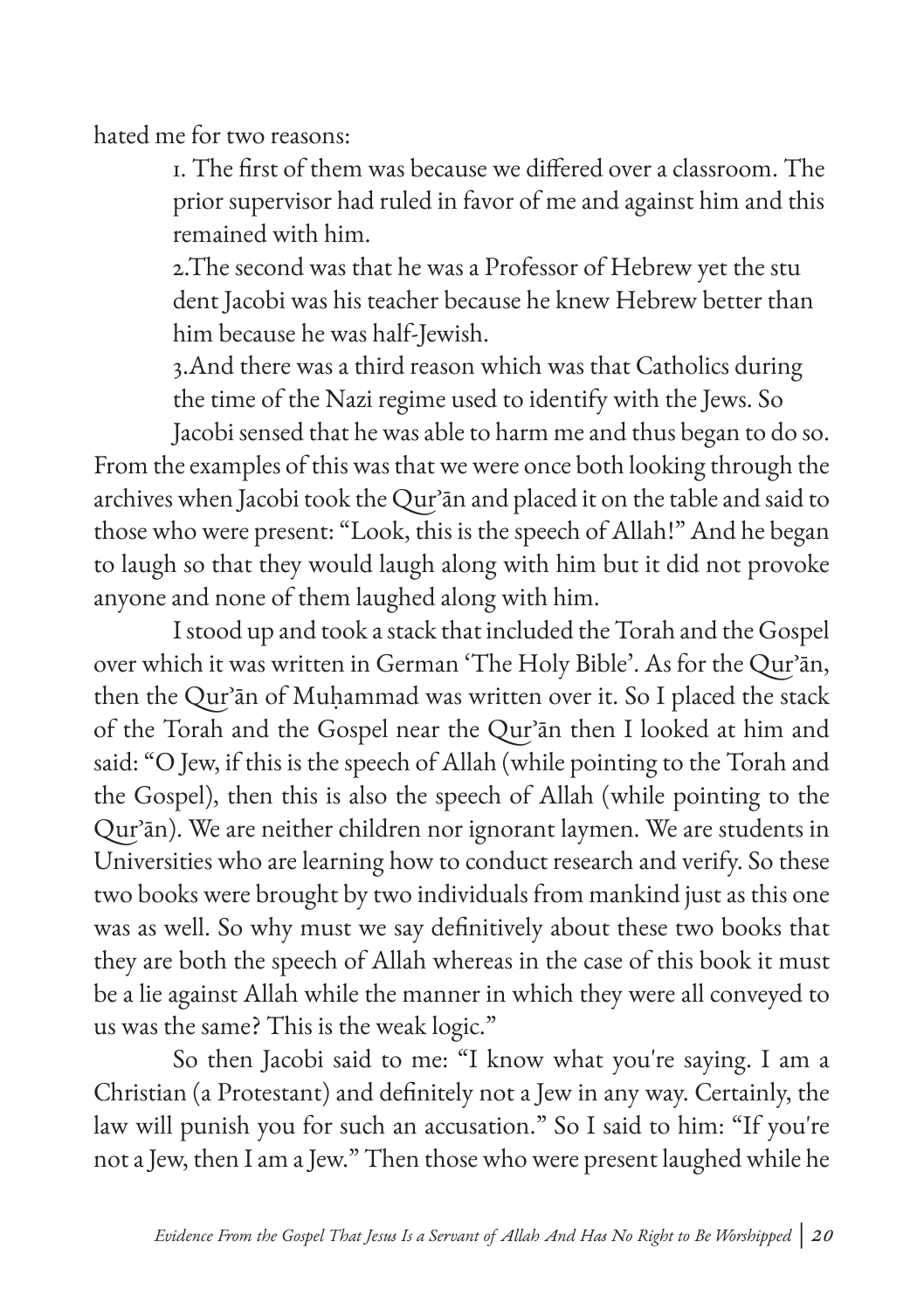hated me for two reasons:

1. The first of them was because we differed over a classroom. The prior supervisor had ruled in favor of me and against him and this remained with him.
2. The second was that he was a Professor of Hebrew yet the stu dent Jacobi was his teacher because he knew Hebrew better than him because he was half-Jewish.
3. And there was a third reason which was that Catholics during the time of the Nazi regime used to identify with the Jews. So

Jacobi sensed that he was able to harm me and thus began to do so. From the examples of this was that we were once both looking through the archives when Jacobi took the Qur'ān and placed it on the table and said to those who were present: "Look, this is the speech of Allah!" And he began to laugh so that they would laugh along with him but it did not provoke anyone and none of them laughed along with him.

I stood up and took a stack that included the Torah and the Gospel over which it was written in German 'The Holy Bible'. As for the Qur'ān, then the Qur'ān of Muḥammad was written over it. So I placed the stack of the Torah and the Gospel near the Qur'ān then I looked at him and said: "O Jew, if this is the speech of Allah (while pointing to the Torah and the Gospel), then this is also the speech of Allah (while pointing to the Qur'ān). We are neither children nor ignorant laymen. We are students in Universities who are learning how to conduct research and verify. So these two books were brought by two individuals from mankind just as this one was as well. So why must we say definitively about these two books that they are both the speech of Allah whereas in the case of this book it must be a lie against Allah while the manner in which they were all conveyed to us was the same? This is the weak logic."

So then Jacobi said to me: "I know what you're saying. I am a Christian (a Protestant) and definitely not a Jew in any way. Certainly, the law will punish you for such an accusation." So I said to him: "If you're not a Jew, then I am a Jew." Then those who were present laughed while he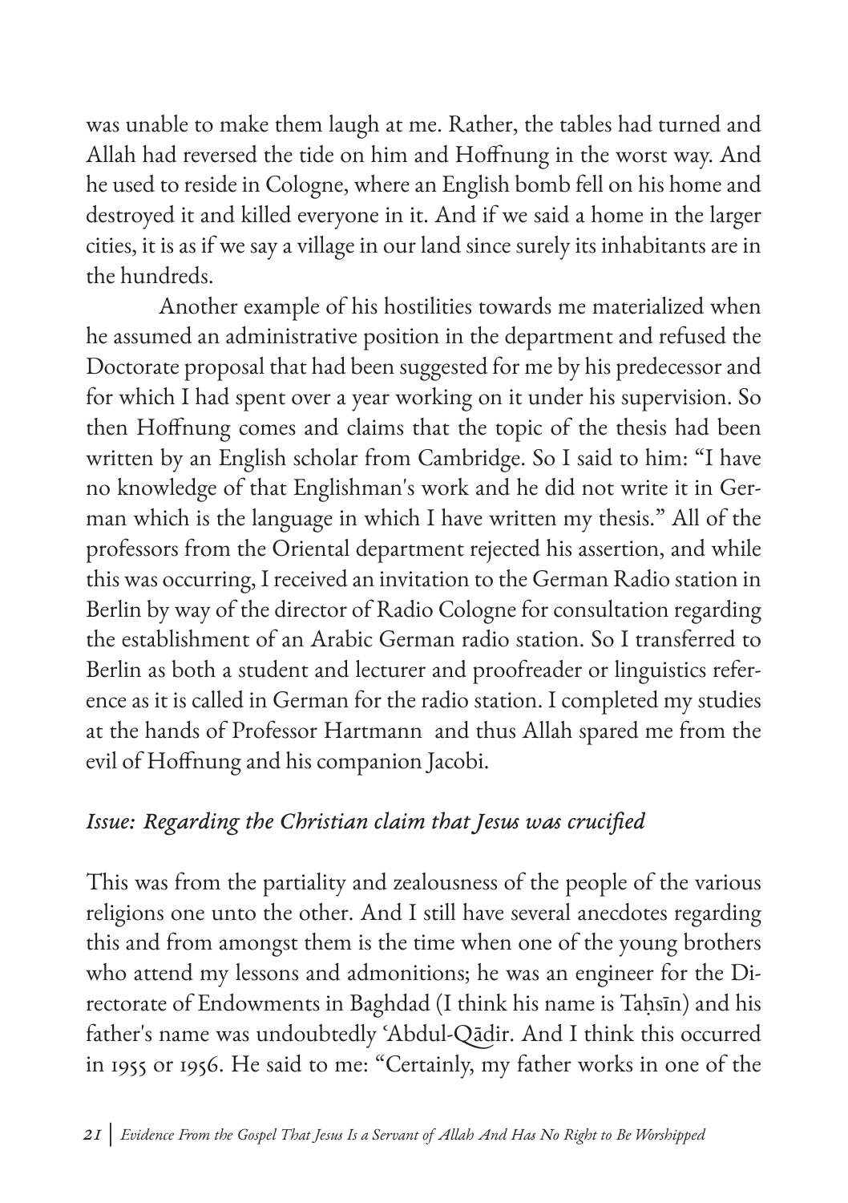was unable to make them laugh at me. Rather, the tables had turned and Allah had reversed the tide on him and Hoffnung in the worst way. And he used to reside in Cologne, where an English bomb fell on his home and destroyed it and killed everyone in it. And if we said a home in the larger cities, it is as if we say a village in our land since surely its inhabitants are in the hundreds.

Another example of his hostilities towards me materialized when he assumed an administrative position in the department and refused the Doctorate proposal that had been suggested for me by his predecessor and for which I had spent over a year working on it under his supervision. So then Hoffnung comes and claims that the topic of the thesis had been written by an English scholar from Cambridge. So I said to him: "I have no knowledge of that Englishman's work and he did not write it in German which is the language in which I have written my thesis." All of the professors from the Oriental department rejected his assertion, and while this was occurring, I received an invitation to the German Radio station in Berlin by way of the director of Radio Cologne for consultation regarding the establishment of an Arabic German radio station. So I transferred to Berlin as both a student and lecturer and proofreader or linguistics reference as it is called in German for the radio station. I completed my studies at the hands of Professor Hartmann and thus Allah spared me from the evil of Hoffnung and his companion Jacobi.

### *Issue: Regarding the Christian claim that Jesus was crucified*

This was from the partiality and zealousness of the people of the various religions one unto the other. And I still have several anecdotes regarding this and from amongst them is the time when one of the young brothers who attend my lessons and admonitions; he was an engineer for the Directorate of Endowments in Baghdad (I think his name is Taḥsīn) and his father's name was undoubtedly 'Abdul-Qādir. And I think this occurred in 1955 or 1956. He said to me: "Certainly, my father works in one of the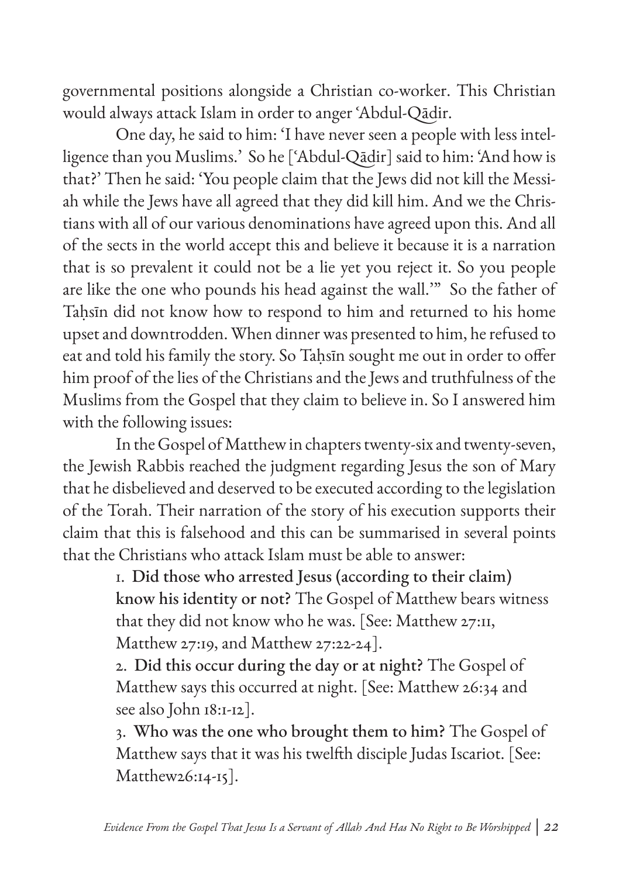governmental positions alongside a Christian co-worker. This Christian would always attack Islam in order to anger 'Abdul-Qādir.

One day, he said to him: 'I have never seen a people with less intelligence than you Muslims.' So he ['Abdul-Qādir] said to him: 'And how is that?' Then he said: 'You people claim that the Jews did not kill the Messiah while the Jews have all agreed that they did kill him. And we the Christians with all of our various denominations have agreed upon this. And all of the sects in the world accept this and believe it because it is a narration that is so prevalent it could not be a lie yet you reject it. So you people are like the one who pounds his head against the wall.'" So the father of Taḥsīn did not know how to respond to him and returned to his home upset and downtrodden. When dinner was presented to him, he refused to eat and told his family the story. So Taḥsīn sought me out in order to offer him proof of the lies of the Christians and the Jews and truthfulness of the Muslims from the Gospel that they claim to believe in. So I answered him with the following issues:

In the Gospel of Matthew in chapters twenty-six and twenty-seven, the Jewish Rabbis reached the judgment regarding Jesus the son of Mary that he disbelieved and deserved to be executed according to the legislation of the Torah. Their narration of the story of his execution supports their claim that this is falsehood and this can be summarised in several points that the Christians who attack Islam must be able to answer:

1. **Did those who arrested Jesus (according to their claim) know his identity or not?** The Gospel of Matthew bears witness that they did not know who he was. [See: Matthew 27:11, Matthew 27:19, and Matthew 27:22-24].
2. **Did this occur during the day or at night?** The Gospel of Matthew says this occurred at night. [See: Matthew 26:34 and see also John 18:1-12].
3. **Who was the one who brought them to him?** The Gospel of Matthew says that it was his twelfth disciple Judas Iscariot. [See: Matthew26:14-15].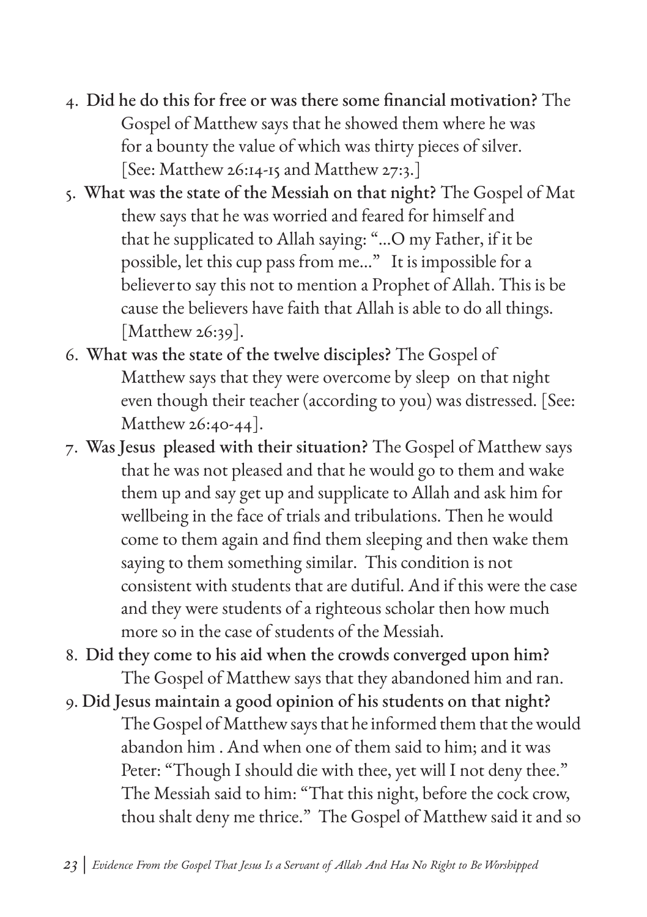4. **Did he do this for free or was there some financial motivation?** The Gospel of Matthew says that he showed them where he was for a bounty the value of which was thirty pieces of silver. [See: Matthew 26:14-15 and Matthew 27:3.]
5. **What was the state of the Messiah on that night?** The Gospel of Matthew says that he was worried and feared for himself and that he supplicated to Allah saying: "...O my Father, if it be possible, let this cup pass from me..." It is impossible for a believer to say this not to mention a Prophet of Allah. This is because the believers have faith that Allah is able to do all things. [Matthew 26:39].
6. **What was the state of the twelve disciples?** The Gospel of Matthew says that they were overcome by sleep on that night even though their teacher (according to you) was distressed. [See: Matthew 26:40-44].
7. **Was Jesus pleased with their situation?** The Gospel of Matthew says that he was not pleased and that he would go to them and wake them up and say get up and supplicate to Allah and ask him for wellbeing in the face of trials and tribulations. Then he would come to them again and find them sleeping and then wake them saying to them something similar. This condition is not consistent with students that are dutiful. And if this were the case and they were students of a righteous scholar then how much more so in the case of students of the Messiah.
8. **Did they come to his aid when the crowds converged upon him?** The Gospel of Matthew says that they abandoned him and ran.
9. **Did Jesus maintain a good opinion of his students on that night?** The Gospel of Matthew says that he informed them that the would abandon him . And when one of them said to him; and it was Peter: "Though I should die with thee, yet will I not deny thee." The Messiah said to him: "That this night, before the cock crow, thou shalt deny me thrice." The Gospel of Matthew said it and so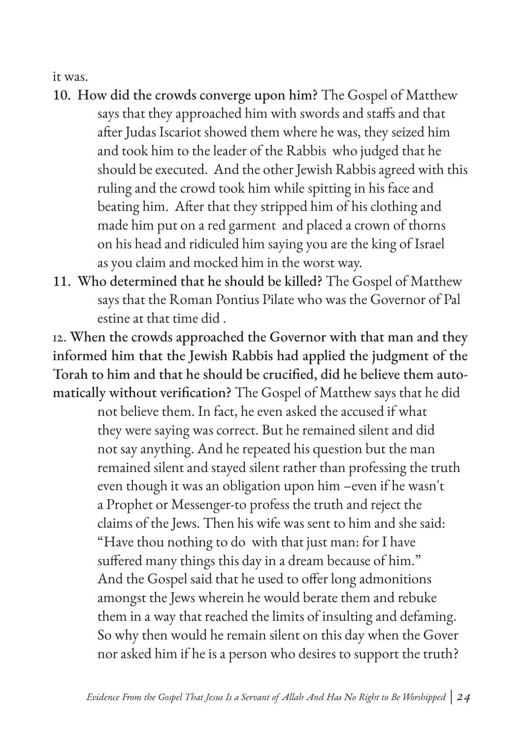it was.

10. **How did the crowds converge upon him?** The Gospel of Matthew says that they approached him with swords and staffs and that after Judas Iscariot showed them where he was, they seized him and took him to the leader of the Rabbis who judged that he should be executed. And the other Jewish Rabbis agreed with this ruling and the crowd took him while spitting in his face and beating him. After that they stripped him of his clothing and made him put on a red garment and placed a crown of thorns on his head and ridiculed him saying you are the king of Israel as you claim and mocked him in the worst way.
11. **Who determined that he should be killed?** The Gospel of Matthew says that the Roman Pontius Pilate who was the Governor of Palestine at that time did .
12. **When the crowds approached the Governor with that man and they informed him that the Jewish Rabbis had applied the judgment of the Torah to him and that he should be crucified, did he believe them automatically without verification?** The Gospel of Matthew says that he did not believe them. In fact, he even asked the accused if what they were saying was correct. But he remained silent and did not say anything. And he repeated his question but the man remained silent and stayed silent rather than professing the truth even though it was an obligation upon him –even if he wasn't a Prophet or Messenger-to profess the truth and reject the claims of the Jews. Then his wife was sent to him and she said: "Have thou nothing to do with that just man: for I have suffered many things this day in a dream because of him." And the Gospel said that he used to offer long admonitions amongst the Jews wherein he would berate them and rebuke them in a way that reached the limits of insulting and defaming. So why then would he remain silent on this day when the Governor asked him if he is a person who desires to support the truth?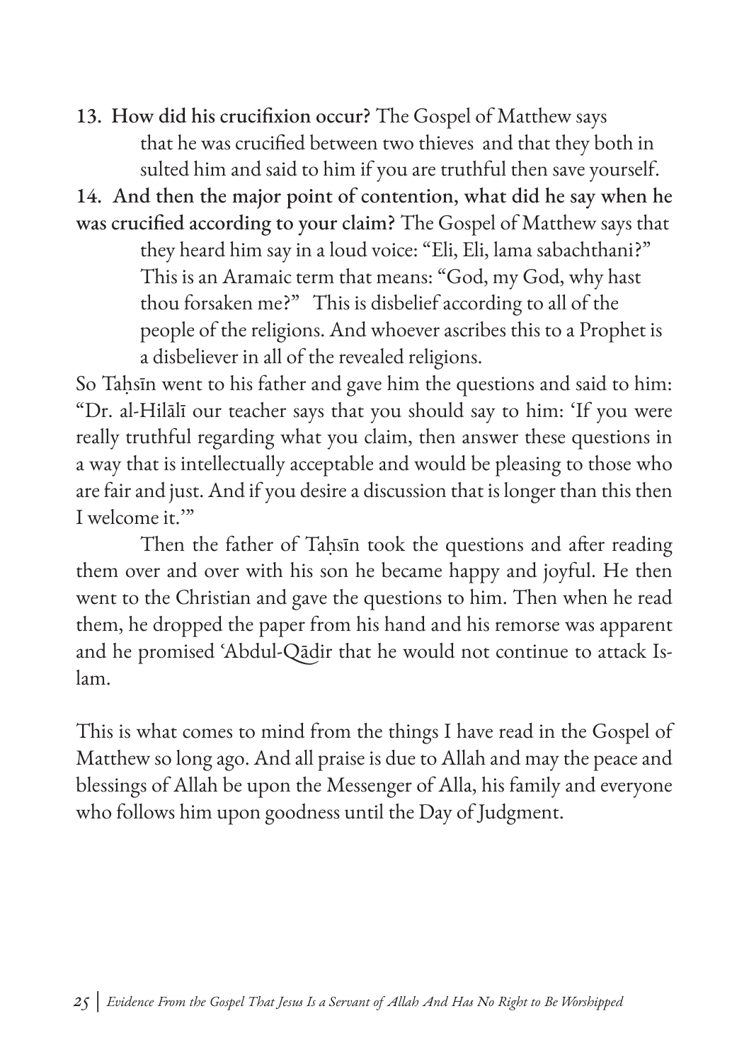13. **How did his crucifixion occur?** The Gospel of Matthew says that he was crucified between two thieves and that they both insulted him and said to him if you are truthful then save yourself.

14. **And then the major point of contention, what did he say when he was crucified according to your claim?** The Gospel of Matthew says that they heard him say in a loud voice: "Eli, Eli, lama sabachthani?" This is an Aramaic term that means: "God, my God, why hast thou forsaken me?" This is disbelief according to all of the people of the religions. And whoever ascribes this to a Prophet is a disbeliever in all of the revealed religions.

So Taḥsīn went to his father and gave him the questions and said to him: "Dr. al-Hilālī our teacher says that you should say to him: 'If you were really truthful regarding what you claim, then answer these questions in a way that is intellectually acceptable and would be pleasing to those who are fair and just. And if you desire a discussion that is longer than this then I welcome it.'"

Then the father of Taḥsīn took the questions and after reading them over and over with his son he became happy and joyful. He then went to the Christian and gave the questions to him. Then when he read them, he dropped the paper from his hand and his remorse was apparent and he promised ʿAbdul-Qādir that he would not continue to attack Islam.

This is what comes to mind from the things I have read in the Gospel of Matthew so long ago. And all praise is due to Allah and may the peace and blessings of Allah be upon the Messenger of Alla, his family and everyone who follows him upon goodness until the Day of Judgment.